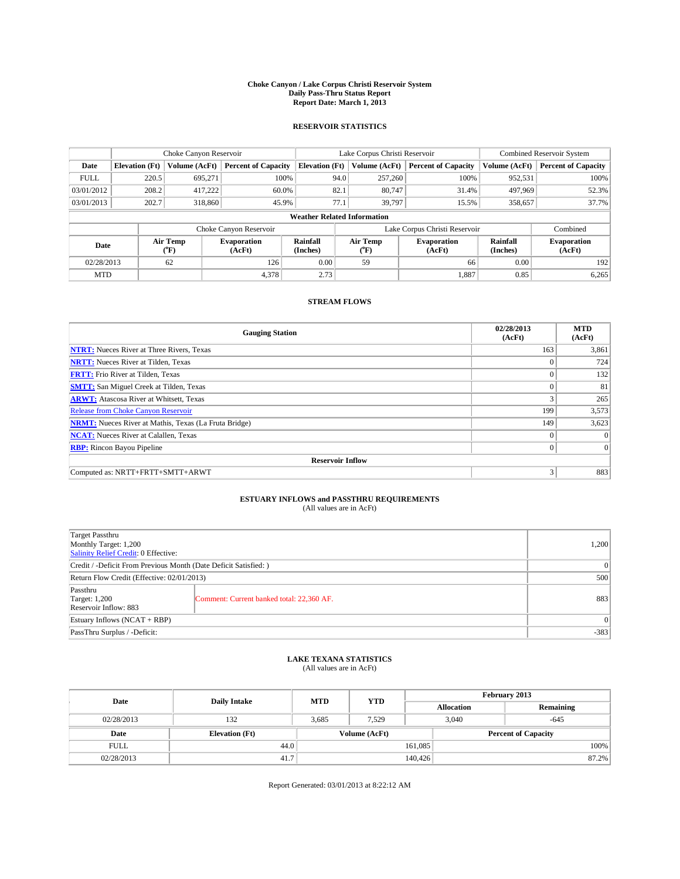# Choke Canyon / Lake Corpus Christi Reservoir System
## Daily Pass-Thru Status Report
### Report Date: March 1, 2013

## RESERVOIR STATISTICS

| | Choke Canyon Reservoir | | | Lake Corpus Christi Reservoir | | | Combined Reservoir System | |
|---|---|---|---|---|---|---|---|---|
| Date | Elevation (Ft) | Volume (AcFt) | Percent of Capacity | Elevation (Ft) | Volume (AcFt) | Percent of Capacity | Volume (AcFt) | Percent of Capacity |
| FULL | 220.5 | 695,271 | 100% | 94.0 | 257,260 | 100% | 952,531 | 100% |
| 03/01/2012 | 208.2 | 417,222 | 60.0% | 82.1 | 80,747 | 31.4% | 497,969 | 52.3% |
| 03/01/2013 | 202.7 | 318,860 | 45.9% | 77.1 | 39,797 | 15.5% | 358,657 | 37.7% |

**Weather Related Information**

| | Choke Canyon Reservoir | | | Lake Corpus Christi Reservoir | | | Combined |
|---|---|---|---|---|---|---|---|
| Date | Air Temp (°F) | Evaporation (AcFt) | Rainfall (Inches) | Air Temp (°F) | Evaporation (AcFt) | Rainfall (Inches) | Evaporation (AcFt) |
| 02/28/2013 | 62 | 126 | 0.00 | 59 | 66 | 0.00 | 192 |
| MTD | | 4,378 | 2.73 | | 1,887 | 0.85 | 6,265 |

## STREAM FLOWS

| Gauging Station | 02/28/2013 (AcFt) | MTD (AcFt) |
|---|---|---|
| NTRT: Nueces River at Three Rivers, Texas | 163 | 3,861 |
| NRTT: Nueces River at Tilden, Texas | 0 | 724 |
| FRTT: Frio River at Tilden, Texas | 0 | 132 |
| SMTT: San Miguel Creek at Tilden, Texas | 0 | 81 |
| ARWT: Atascosa River at Whitsett, Texas | 3 | 265 |
| Release from Choke Canyon Reservoir | 199 | 3,573 |
| NRMT: Nueces River at Mathis, Texas (La Fruta Bridge) | 149 | 3,623 |
| NCAT: Nueces River at Calallen, Texas | 0 | 0 |
| RBP: Rincon Bayou Pipeline | 0 | 0 |
| **Reservoir Inflow** | | |
| Computed as: NRTT+FRTT+SMTT+ARWT | 3 | 883 |

## ESTUARY INFLOWS and PASSTHRU REQUIREMENTS
(All values are in AcFt)

| | | |
|---|---|---|
| Target Passthru<br>Monthly Target: 1,200<br>Salinity Relief Credit: 0 Effective: | | 1,200 |
| Credit / -Deficit From Previous Month (Date Deficit Satisfied: ) | | 0 |
| Return Flow Credit (Effective: 02/01/2013) | | 500 |
| Passthru<br>Target: 1,200<br>Reservoir Inflow: 883 | Comment: Current banked total: 22,360 AF. | 883 |
| Estuary Inflows (NCAT + RBP) | | 0 |
| PassThru Surplus / -Deficit: | | -383 |

## LAKE TEXANA STATISTICS
(All values are in AcFt)

| Date | Daily Intake | MTD | YTD | February 2013 | |
|---|---|---|---|---|---|
| | | | | Allocation | Remaining |
| 02/28/2013 | 132 | 3,685 | 7,529 | 3,040 | -645 |

| Date | Elevation (Ft) | Volume (AcFt) | Percent of Capacity |
|---|---|---|---|
| FULL | 44.0 | 161,085 | 100% |
| 02/28/2013 | 41.7 | 140,426 | 87.2% |

Report Generated: 03/01/2013 at 8:22:12 AM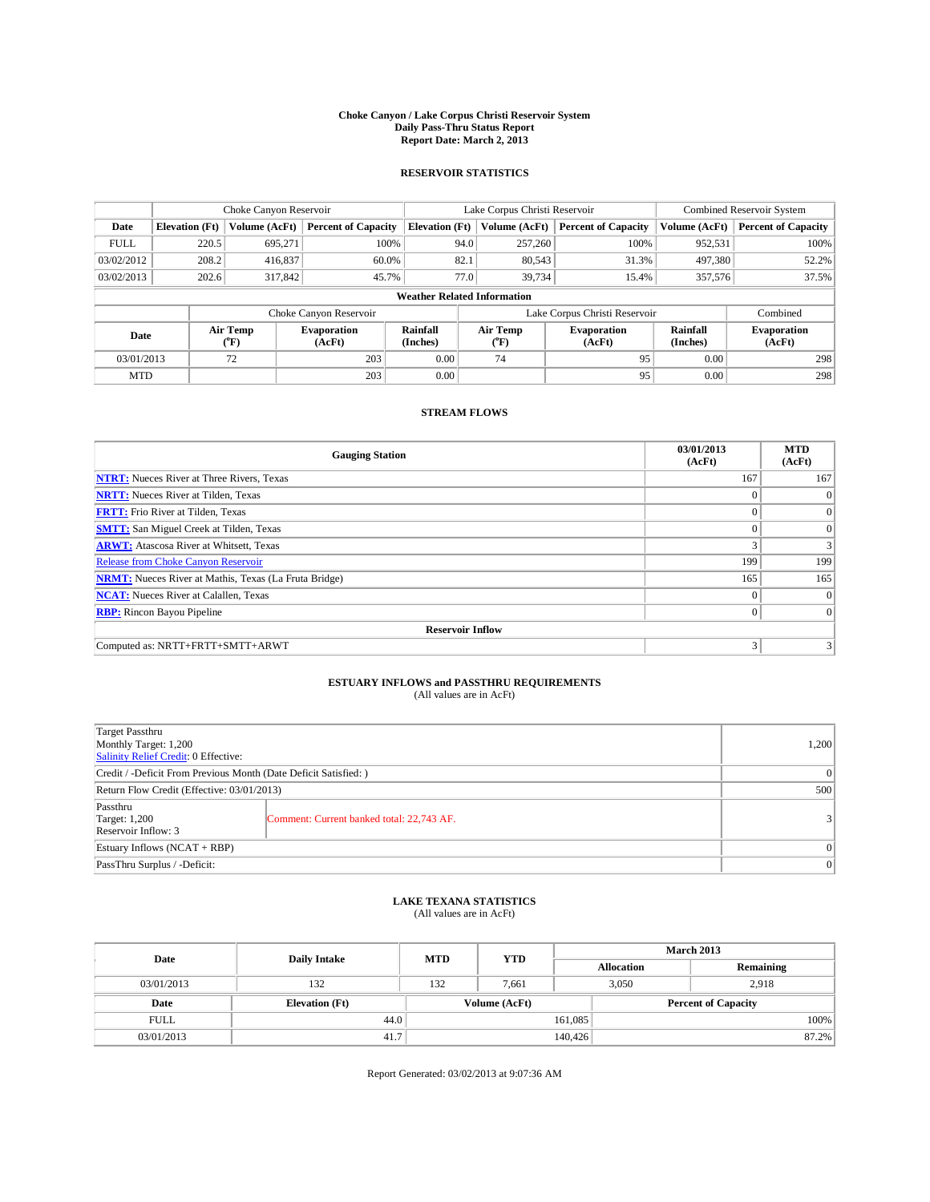# Choke Canyon / Lake Corpus Christi Reservoir System
## Daily Pass-Thru Status Report
## Report Date: March 2, 2013

### RESERVOIR STATISTICS

| | Choke Canyon Reservoir | | | Lake Corpus Christi Reservoir | | | Combined Reservoir System | |
|---|---|---|---|---|---|---|---|---|
| Date | Elevation (Ft) | Volume (AcFt) | Percent of Capacity | Elevation (Ft) | Volume (AcFt) | Percent of Capacity | Volume (AcFt) | Percent of Capacity |
| FULL | 220.5 | 695,271 | 100% | 94.0 | 257,260 | 100% | 952,531 | 100% |
| 03/02/2012 | 208.2 | 416,837 | 60.0% | 82.1 | 80,543 | 31.3% | 497,380 | 52.2% |
| 03/02/2013 | 202.6 | 317,842 | 45.7% | 77.0 | 39,734 | 15.4% | 357,576 | 37.5% |

**Weather Related Information**

| | Choke Canyon Reservoir | | | Lake Corpus Christi Reservoir | | | Combined |
|---|---|---|---|---|---|---|---|
| Date | Air Temp (°F) | Evaporation (AcFt) | Rainfall (Inches) | Air Temp (°F) | Evaporation (AcFt) | Rainfall (Inches) | Evaporation (AcFt) |
| 03/01/2013 | 72 | 203 | 0.00 | 74 | 95 | 0.00 | 298 |
| MTD | | 203 | 0.00 | | 95 | 0.00 | 298 |

### STREAM FLOWS

| Gauging Station | 03/01/2013 (AcFt) | MTD (AcFt) |
|---|---|---|
| NTRT: Nueces River at Three Rivers, Texas | 167 | 167 |
| NRTT: Nueces River at Tilden, Texas | 0 | 0 |
| FRTT: Frio River at Tilden, Texas | 0 | 0 |
| SMTT: San Miguel Creek at Tilden, Texas | 0 | 0 |
| ARWT: Atascosa River at Whitsett, Texas | 3 | 3 |
| Release from Choke Canyon Reservoir | 199 | 199 |
| NRMT: Nueces River at Mathis, Texas (La Fruta Bridge) | 165 | 165 |
| NCAT: Nueces River at Calallen, Texas | 0 | 0 |
| RBP: Rincon Bayou Pipeline | 0 | 0 |
| **Reservoir Inflow** | | |
| Computed as: NRTT+FRTT+SMTT+ARWT | 3 | 3 |

### ESTUARY INFLOWS and PASSTHRU REQUIREMENTS
(All values are in AcFt)

| | | |
|---|---|---|
| Target Passthru<br>Monthly Target: 1,200<br>Salinity Relief Credit: 0 Effective: | | 1,200 |
| Credit / -Deficit From Previous Month (Date Deficit Satisfied: ) | | 0 |
| Return Flow Credit (Effective: 03/01/2013) | | 500 |
| Passthru<br>Target: 1,200<br>Reservoir Inflow: 3 | Comment: Current banked total: 22,743 AF. | 3 |
| Estuary Inflows (NCAT + RBP) | | 0 |
| PassThru Surplus / -Deficit: | | 0 |

### LAKE TEXANA STATISTICS
(All values are in AcFt)

| Date | Daily Intake | MTD | YTD | March 2013 | |
|---|---|---|---|---|---|
| | | | | Allocation | Remaining |
| 03/01/2013 | 132 | 132 | 7,661 | 3,050 | 2,918 |

| Date | Elevation (Ft) | Volume (AcFt) | Percent of Capacity |
|---|---|---|---|
| FULL | 44.0 | 161,085 | 100% |
| 03/01/2013 | 41.7 | 140,426 | 87.2% |

Report Generated: 03/02/2013 at 9:07:36 AM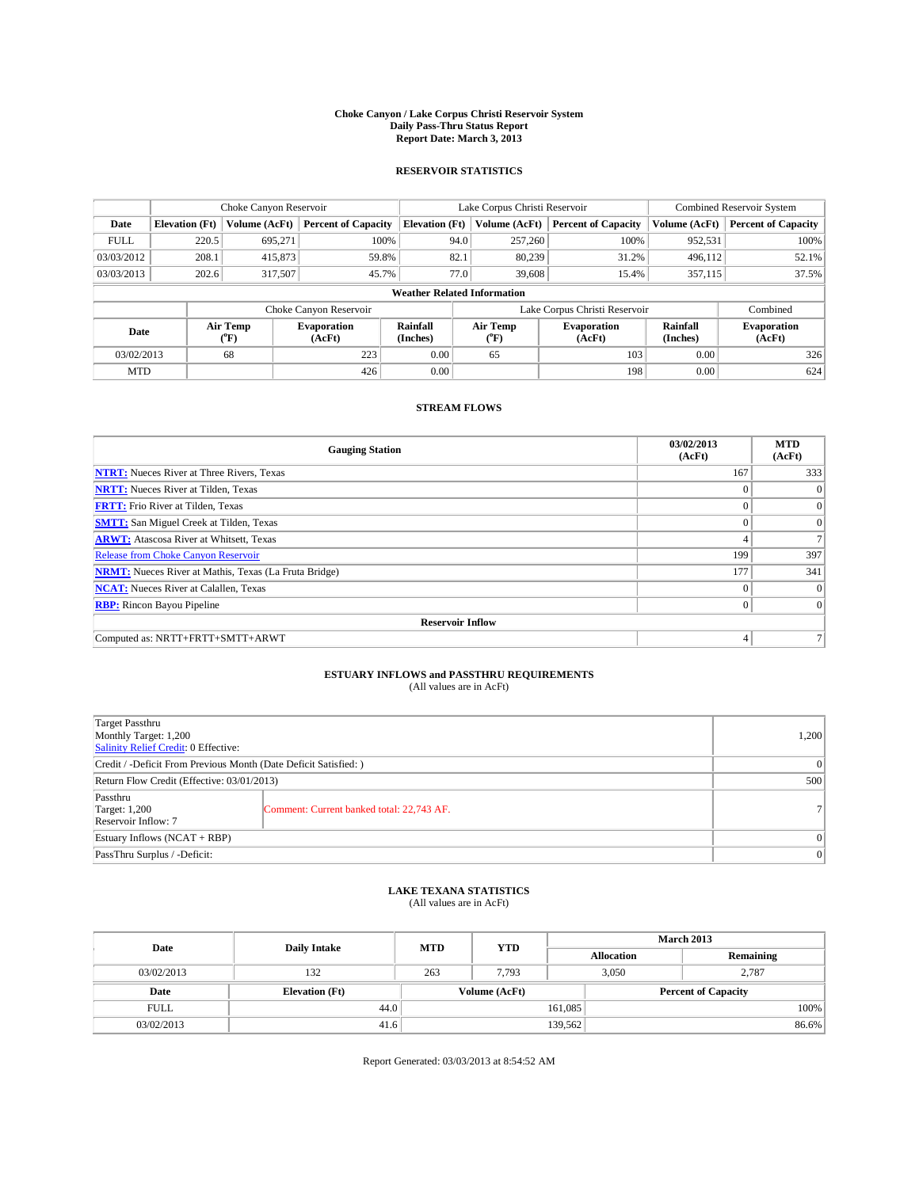# Choke Canyon / Lake Corpus Christi Reservoir System
## Daily Pass-Thru Status Report
### Report Date: March 3, 2013

## RESERVOIR STATISTICS

| | Choke Canyon Reservoir | | | Lake Corpus Christi Reservoir | | | Combined Reservoir System | |
|---|---|---|---|---|---|---|---|---|
| Date | Elevation (Ft) | Volume (AcFt) | Percent of Capacity | Elevation (Ft) | Volume (AcFt) | Percent of Capacity | Volume (AcFt) | Percent of Capacity |
| FULL | 220.5 | 695,271 | 100% | 94.0 | 257,260 | 100% | 952,531 | 100% |
| 03/03/2012 | 208.1 | 415,873 | 59.8% | 82.1 | 80,239 | 31.2% | 496,112 | 52.1% |
| 03/03/2013 | 202.6 | 317,507 | 45.7% | 77.0 | 39,608 | 15.4% | 357,115 | 37.5% |

**Weather Related Information**

| | Choke Canyon Reservoir | | | Lake Corpus Christi Reservoir | | | Combined |
|---|---|---|---|---|---|---|---|
| Date | Air Temp (°F) | Evaporation (AcFt) | Rainfall (Inches) | Air Temp (°F) | Evaporation (AcFt) | Rainfall (Inches) | Evaporation (AcFt) |
| 03/02/2013 | 68 | 223 | 0.00 | 65 | 103 | 0.00 | 326 |
| MTD | | 426 | 0.00 | | 198 | 0.00 | 624 |

## STREAM FLOWS

| Gauging Station | 03/02/2013 (AcFt) | MTD (AcFt) |
|---|---|---|
| **NTRT:** Nueces River at Three Rivers, Texas | 167 | 333 |
| **NRTT:** Nueces River at Tilden, Texas | 0 | 0 |
| **FRTT:** Frio River at Tilden, Texas | 0 | 0 |
| **SMTT:** San Miguel Creek at Tilden, Texas | 0 | 0 |
| **ARWT:** Atascosa River at Whitsett, Texas | 4 | 7 |
| Release from Choke Canyon Reservoir | 199 | 397 |
| **NRMT:** Nueces River at Mathis, Texas (La Fruta Bridge) | 177 | 341 |
| **NCAT:** Nueces River at Calallen, Texas | 0 | 0 |
| **RBP:** Rincon Bayou Pipeline | 0 | 0 |
| **Reservoir Inflow** | | |
| Computed as: NRTT+FRTT+SMTT+ARWT | 4 | 7 |

## ESTUARY INFLOWS and PASSTHRU REQUIREMENTS
(All values are in AcFt)

| | | |
|---|---|---|
| Target Passthru<br>Monthly Target: 1,200<br>Salinity Relief Credit: 0 Effective: | | 1,200 |
| Credit / -Deficit From Previous Month (Date Deficit Satisfied: ) | | 0 |
| Return Flow Credit (Effective: 03/01/2013) | | 500 |
| Passthru<br>Target: 1,200<br>Reservoir Inflow: 7 | Comment: Current banked total: 22,743 AF. | 7 |
| Estuary Inflows (NCAT + RBP) | | 0 |
| PassThru Surplus / -Deficit: | | 0 |

## LAKE TEXANA STATISTICS
(All values are in AcFt)

| Date | Daily Intake | MTD | YTD | March 2013 Allocation | March 2013 Remaining |
|---|---|---|---|---|---|
| 03/02/2013 | 132 | 263 | 7,793 | 3,050 | 2,787 |

| Date | Elevation (Ft) | Volume (AcFt) | Percent of Capacity |
|---|---|---|---|
| FULL | 44.0 | 161,085 | 100% |
| 03/02/2013 | 41.6 | 139,562 | 86.6% |

Report Generated: 03/03/2013 at 8:54:52 AM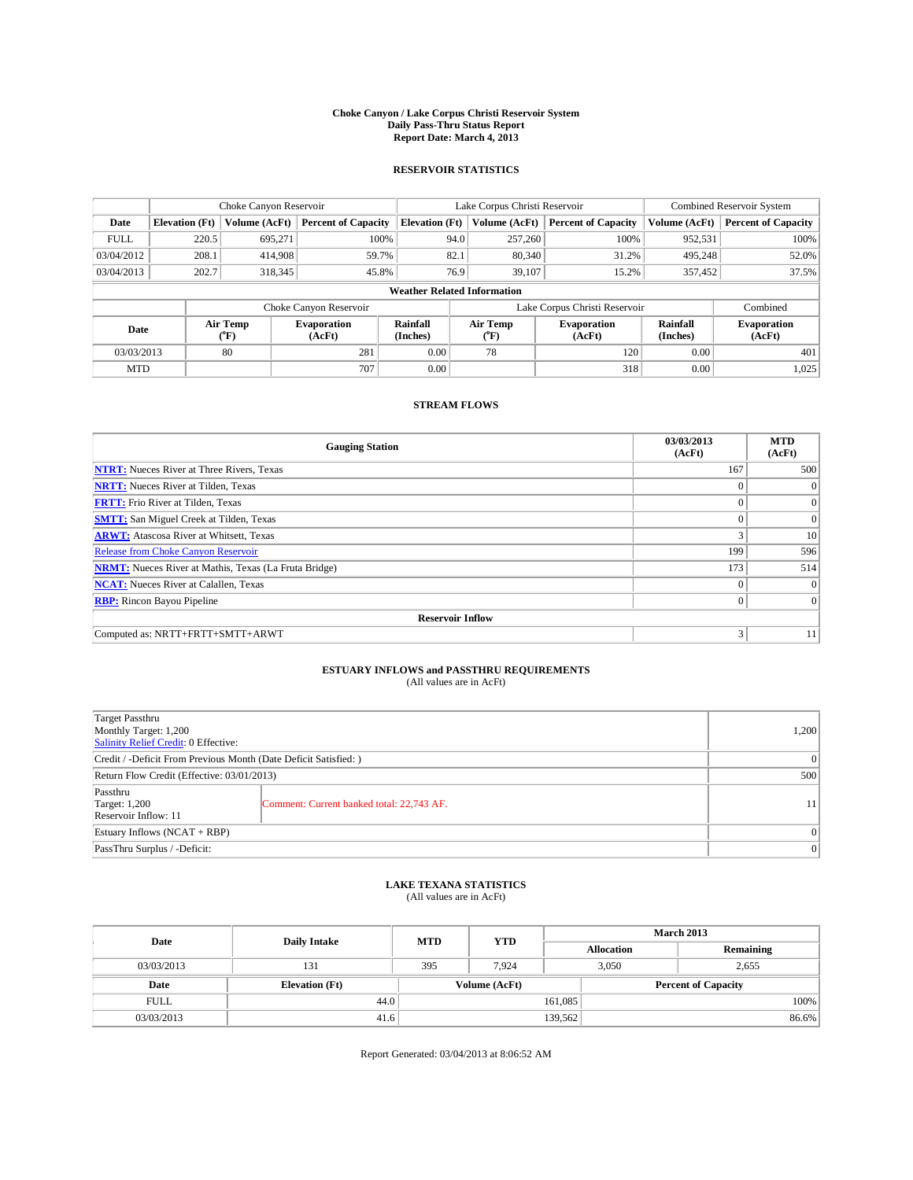# Choke Canyon / Lake Corpus Christi Reservoir System
## Daily Pass-Thru Status Report
### Report Date: March 4, 2013

## RESERVOIR STATISTICS

| | Choke Canyon Reservoir | | | Lake Corpus Christi Reservoir | | | Combined Reservoir System | |
|---|---|---|---|---|---|---|---|---|
| Date | Elevation (Ft) | Volume (AcFt) | Percent of Capacity | Elevation (Ft) | Volume (AcFt) | Percent of Capacity | Volume (AcFt) | Percent of Capacity |
| FULL | 220.5 | 695,271 | 100% | 94.0 | 257,260 | 100% | 952,531 | 100% |
| 03/04/2012 | 208.1 | 414,908 | 59.7% | 82.1 | 80,340 | 31.2% | 495,248 | 52.0% |
| 03/04/2013 | 202.7 | 318,345 | 45.8% | 76.9 | 39,107 | 15.2% | 357,452 | 37.5% |

**Weather Related Information**

| | Choke Canyon Reservoir | | | Lake Corpus Christi Reservoir | | | Combined |
|---|---|---|---|---|---|---|---|
| Date | Air Temp (°F) | Evaporation (AcFt) | Rainfall (Inches) | Air Temp (°F) | Evaporation (AcFt) | Rainfall (Inches) | Evaporation (AcFt) |
| 03/03/2013 | 80 | 281 | 0.00 | 78 | 120 | 0.00 | 401 |
| MTD | | 707 | 0.00 | | 318 | 0.00 | 1,025 |

## STREAM FLOWS

| Gauging Station | 03/03/2013 (AcFt) | MTD (AcFt) |
|---|---|---|
| NTRT: Nueces River at Three Rivers, Texas | 167 | 500 |
| NRTT: Nueces River at Tilden, Texas | 0 | 0 |
| FRTT: Frio River at Tilden, Texas | 0 | 0 |
| SMTT: San Miguel Creek at Tilden, Texas | 0 | 0 |
| ARWT: Atascosa River at Whitsett, Texas | 3 | 10 |
| Release from Choke Canyon Reservoir | 199 | 596 |
| NRMT: Nueces River at Mathis, Texas (La Fruta Bridge) | 173 | 514 |
| NCAT: Nueces River at Calallen, Texas | 0 | 0 |
| RBP: Rincon Bayou Pipeline | 0 | 0 |
| **Reservoir Inflow** | | |
| Computed as: NRTT+FRTT+SMTT+ARWT | 3 | 11 |

## ESTUARY INFLOWS and PASSTHRU REQUIREMENTS
(All values are in AcFt)

| | | |
|---|---|---|
| Target Passthru<br>Monthly Target: 1,200<br>Salinity Relief Credit: 0 Effective: | | 1,200 |
| Credit / -Deficit From Previous Month (Date Deficit Satisfied: ) | | 0 |
| Return Flow Credit (Effective: 03/01/2013) | | 500 |
| Passthru<br>Target: 1,200<br>Reservoir Inflow: 11 | Comment: Current banked total: 22,743 AF. | 11 |
| Estuary Inflows (NCAT + RBP) | | 0 |
| PassThru Surplus / -Deficit: | | 0 |

## LAKE TEXANA STATISTICS
(All values are in AcFt)

| Date | Daily Intake | MTD | YTD | March 2013 Allocation | March 2013 Remaining |
|---|---|---|---|---|---|
| 03/03/2013 | 131 | 395 | 7,924 | 3,050 | 2,655 |

| Date | Elevation (Ft) | Volume (AcFt) | Percent of Capacity |
|---|---|---|---|
| FULL | 44.0 | 161,085 | 100% |
| 03/03/2013 | 41.6 | 139,562 | 86.6% |

Report Generated: 03/04/2013 at 8:06:52 AM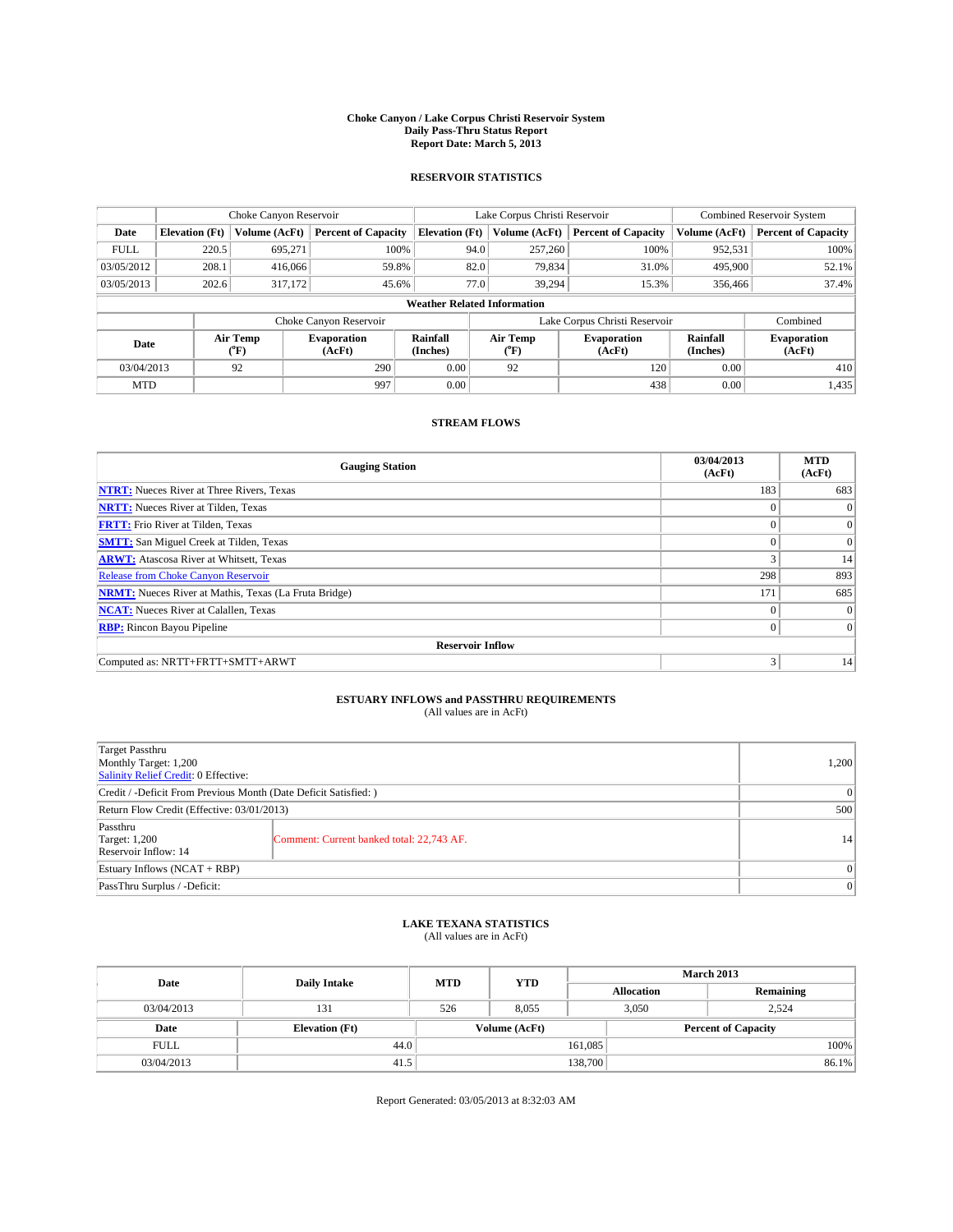**Choke Canyon / Lake Corpus Christi Reservoir System**
**Daily Pass-Thru Status Report**
**Report Date: March 5, 2013**

### RESERVOIR STATISTICS

| | Choke Canyon Reservoir | | | Lake Corpus Christi Reservoir | | | Combined Reservoir System | |
|---|---|---|---|---|---|---|---|---|
| Date | Elevation (Ft) | Volume (AcFt) | Percent of Capacity | Elevation (Ft) | Volume (AcFt) | Percent of Capacity | Volume (AcFt) | Percent of Capacity |
| FULL | 220.5 | 695,271 | 100% | 94.0 | 257,260 | 100% | 952,531 | 100% |
| 03/05/2012 | 208.1 | 416,066 | 59.8% | 82.0 | 79,834 | 31.0% | 495,900 | 52.1% |
| 03/05/2013 | 202.6 | 317,172 | 45.6% | 77.0 | 39,294 | 15.3% | 356,466 | 37.4% |

**Weather Related Information**

| | Choke Canyon Reservoir | | | Lake Corpus Christi Reservoir | | | Combined |
|---|---|---|---|---|---|---|---|
| Date | Air Temp (°F) | Evaporation (AcFt) | Rainfall (Inches) | Air Temp (°F) | Evaporation (AcFt) | Rainfall (Inches) | Evaporation (AcFt) |
| 03/04/2013 | 92 | 290 | 0.00 | 92 | 120 | 0.00 | 410 |
| MTD | | 997 | 0.00 | | 438 | 0.00 | 1,435 |

### STREAM FLOWS

| Gauging Station | 03/04/2013 (AcFt) | MTD (AcFt) |
|---|---|---|
| NTRT: Nueces River at Three Rivers, Texas | 183 | 683 |
| NRTT: Nueces River at Tilden, Texas | 0 | 0 |
| FRTT: Frio River at Tilden, Texas | 0 | 0 |
| SMTT: San Miguel Creek at Tilden, Texas | 0 | 0 |
| ARWT: Atascosa River at Whitsett, Texas | 3 | 14 |
| Release from Choke Canyon Reservoir | 298 | 893 |
| NRMT: Nueces River at Mathis, Texas (La Fruta Bridge) | 171 | 685 |
| NCAT: Nueces River at Calallen, Texas | 0 | 0 |
| RBP: Rincon Bayou Pipeline | 0 | 0 |
| **Reservoir Inflow** | | |
| Computed as: NRTT+FRTT+SMTT+ARWT | 3 | 14 |

### ESTUARY INFLOWS and PASSTHRU REQUIREMENTS
(All values are in AcFt)

| | | |
|---|---|---|
| Target Passthru<br>Monthly Target: 1,200<br>Salinity Relief Credit: 0 Effective: | | 1,200 |
| Credit / -Deficit From Previous Month (Date Deficit Satisfied: ) | | 0 |
| Return Flow Credit (Effective: 03/01/2013) | | 500 |
| Passthru<br>Target: 1,200<br>Reservoir Inflow: 14 | Comment: Current banked total: 22,743 AF. | 14 |
| Estuary Inflows (NCAT + RBP) | | 0 |
| PassThru Surplus / -Deficit: | | 0 |

### LAKE TEXANA STATISTICS
(All values are in AcFt)

| Date | Daily Intake | MTD | YTD | March 2013 Allocation | March 2013 Remaining |
|---|---|---|---|---|---|
| 03/04/2013 | 131 | 526 | 8,055 | 3,050 | 2,524 |

| Date | Elevation (Ft) | Volume (AcFt) | Percent of Capacity |
|---|---|---|---|
| FULL | 44.0 | 161,085 | 100% |
| 03/04/2013 | 41.5 | 138,700 | 86.1% |

Report Generated: 03/05/2013 at 8:32:03 AM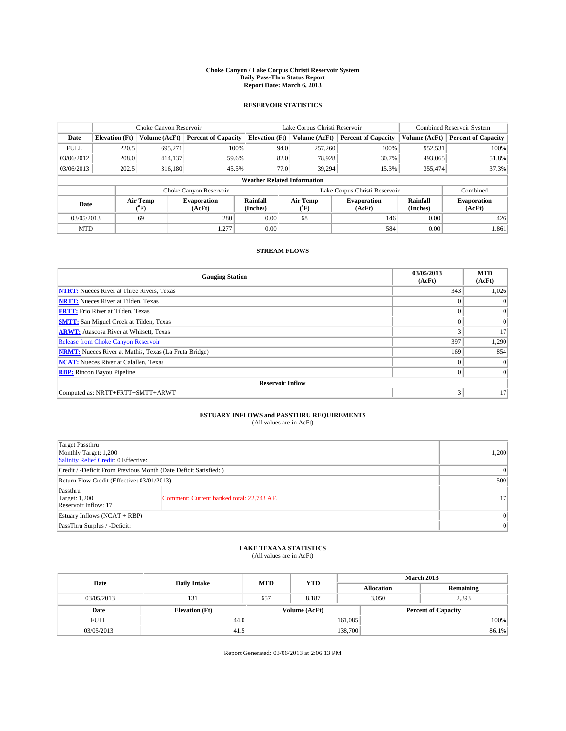# Choke Canyon / Lake Corpus Christi Reservoir System
## Daily Pass-Thru Status Report
### Report Date: March 6, 2013

## RESERVOIR STATISTICS

| | Choke Canyon Reservoir | | | Lake Corpus Christi Reservoir | | | Combined Reservoir System | |
|---|---|---|---|---|---|---|---|---|
| Date | Elevation (Ft) | Volume (AcFt) | Percent of Capacity | Elevation (Ft) | Volume (AcFt) | Percent of Capacity | Volume (AcFt) | Percent of Capacity |
| FULL | 220.5 | 695,271 | 100% | 94.0 | 257,260 | 100% | 952,531 | 100% |
| 03/06/2012 | 208.0 | 414,137 | 59.6% | 82.0 | 78,928 | 30.7% | 493,065 | 51.8% |
| 03/06/2013 | 202.5 | 316,180 | 45.5% | 77.0 | 39,294 | 15.3% | 355,474 | 37.3% |

**Weather Related Information**

| | Choke Canyon Reservoir | | | Lake Corpus Christi Reservoir | | | Combined |
|---|---|---|---|---|---|---|---|
| Date | Air Temp (°F) | Evaporation (AcFt) | Rainfall (Inches) | Air Temp (°F) | Evaporation (AcFt) | Rainfall (Inches) | Evaporation (AcFt) |
| 03/05/2013 | 69 | 280 | 0.00 | 68 | 146 | 0.00 | 426 |
| MTD | | 1,277 | 0.00 | | 584 | 0.00 | 1,861 |

## STREAM FLOWS

| Gauging Station | 03/05/2013 (AcFt) | MTD (AcFt) |
|---|---|---|
| NTRT: Nueces River at Three Rivers, Texas | 343 | 1,026 |
| NRTT: Nueces River at Tilden, Texas | 0 | 0 |
| FRTT: Frio River at Tilden, Texas | 0 | 0 |
| SMTT: San Miguel Creek at Tilden, Texas | 0 | 0 |
| ARWT: Atascosa River at Whitsett, Texas | 3 | 17 |
| Release from Choke Canyon Reservoir | 397 | 1,290 |
| NRMT: Nueces River at Mathis, Texas (La Fruta Bridge) | 169 | 854 |
| NCAT: Nueces River at Calallen, Texas | 0 | 0 |
| RBP: Rincon Bayou Pipeline | 0 | 0 |
| **Reservoir Inflow** | | |
| Computed as: NRTT+FRTT+SMTT+ARWT | 3 | 17 |

## ESTUARY INFLOWS and PASSTHRU REQUIREMENTS
(All values are in AcFt)

| | | |
|---|---|---|
| Target Passthru<br>Monthly Target: 1,200<br>Salinity Relief Credit: 0 Effective: | | 1,200 |
| Credit / -Deficit From Previous Month (Date Deficit Satisfied: ) | | 0 |
| Return Flow Credit (Effective: 03/01/2013) | | 500 |
| Passthru<br>Target: 1,200<br>Reservoir Inflow: 17 | Comment: Current banked total: 22,743 AF. | 17 |
| Estuary Inflows (NCAT + RBP) | | 0 |
| PassThru Surplus / -Deficit: | | 0 |

## LAKE TEXANA STATISTICS
(All values are in AcFt)

| Date | Daily Intake | MTD | YTD | March 2013 Allocation | March 2013 Remaining |
|---|---|---|---|---|---|
| 03/05/2013 | 131 | 657 | 8,187 | 3,050 | 2,393 |

| Date | Elevation (Ft) | Volume (AcFt) | Percent of Capacity |
|---|---|---|---|
| FULL | 44.0 | 161,085 | 100% |
| 03/05/2013 | 41.5 | 138,700 | 86.1% |

Report Generated: 03/06/2013 at 2:06:13 PM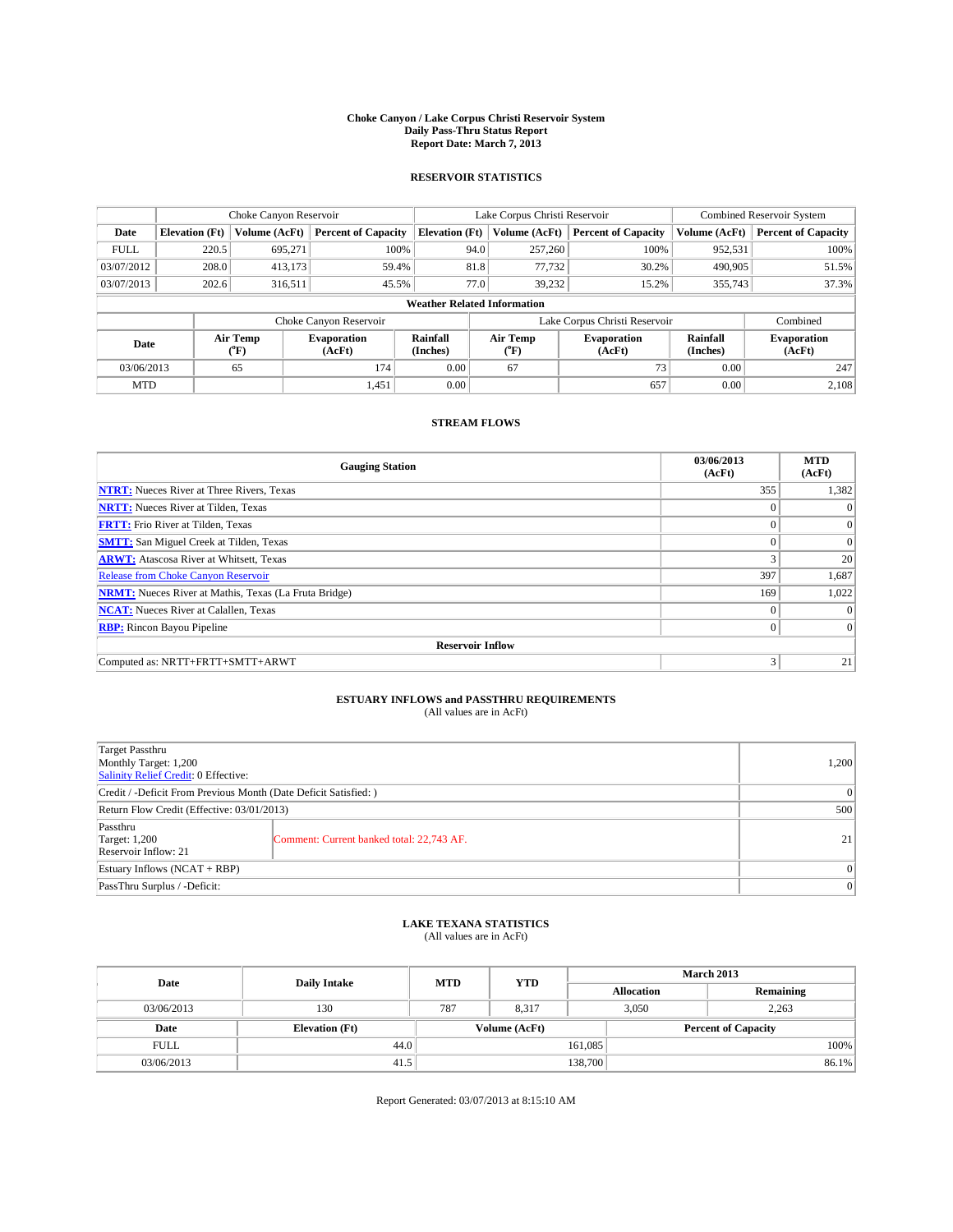# Choke Canyon / Lake Corpus Christi Reservoir System
## Daily Pass-Thru Status Report
## Report Date: March 7, 2013

### RESERVOIR STATISTICS

| | Choke Canyon Reservoir | | | Lake Corpus Christi Reservoir | | | Combined Reservoir System | |
|---|---|---|---|---|---|---|---|---|
| Date | Elevation (Ft) | Volume (AcFt) | Percent of Capacity | Elevation (Ft) | Volume (AcFt) | Percent of Capacity | Volume (AcFt) | Percent of Capacity |
| FULL | 220.5 | 695,271 | 100% | 94.0 | 257,260 | 100% | 952,531 | 100% |
| 03/07/2012 | 208.0 | 413,173 | 59.4% | 81.8 | 77,732 | 30.2% | 490,905 | 51.5% |
| 03/07/2013 | 202.6 | 316,511 | 45.5% | 77.0 | 39,232 | 15.2% | 355,743 | 37.3% |

**Weather Related Information**

| | Choke Canyon Reservoir | | | Lake Corpus Christi Reservoir | | | Combined |
|---|---|---|---|---|---|---|---|
| Date | Air Temp (°F) | Evaporation (AcFt) | Rainfall (Inches) | Air Temp (°F) | Evaporation (AcFt) | Rainfall (Inches) | Evaporation (AcFt) |
| 03/06/2013 | 65 | 174 | 0.00 | 67 | 73 | 0.00 | 247 |
| MTD | | 1,451 | 0.00 | | 657 | 0.00 | 2,108 |

### STREAM FLOWS

| Gauging Station | 03/06/2013 (AcFt) | MTD (AcFt) |
|---|---|---|
| NTRT: Nueces River at Three Rivers, Texas | 355 | 1,382 |
| NRTT: Nueces River at Tilden, Texas | 0 | 0 |
| FRTT: Frio River at Tilden, Texas | 0 | 0 |
| SMTT: San Miguel Creek at Tilden, Texas | 0 | 0 |
| ARWT: Atascosa River at Whitsett, Texas | 3 | 20 |
| Release from Choke Canyon Reservoir | 397 | 1,687 |
| NRMT: Nueces River at Mathis, Texas (La Fruta Bridge) | 169 | 1,022 |
| NCAT: Nueces River at Calallen, Texas | 0 | 0 |
| RBP: Rincon Bayou Pipeline | 0 | 0 |
| **Reservoir Inflow** | | |
| Computed as: NRTT+FRTT+SMTT+ARWT | 3 | 21 |

### ESTUARY INFLOWS and PASSTHRU REQUIREMENTS
(All values are in AcFt)

| | | |
|---|---|---|
| Target Passthru<br>Monthly Target: 1,200<br>Salinity Relief Credit: 0 Effective: | | 1,200 |
| Credit / -Deficit From Previous Month (Date Deficit Satisfied: ) | | 0 |
| Return Flow Credit (Effective: 03/01/2013) | | 500 |
| Passthru<br>Target: 1,200<br>Reservoir Inflow: 21 | Comment: Current banked total: 22,743 AF. | 21 |
| Estuary Inflows (NCAT + RBP) | | 0 |
| PassThru Surplus / -Deficit: | | 0 |

### LAKE TEXANA STATISTICS
(All values are in AcFt)

| Date | Daily Intake | MTD | YTD | March 2013 Allocation | March 2013 Remaining |
|---|---|---|---|---|---|
| 03/06/2013 | 130 | 787 | 8,317 | 3,050 | 2,263 |

| Date | Elevation (Ft) | Volume (AcFt) | Percent of Capacity |
|---|---|---|---|
| FULL | 44.0 | 161,085 | 100% |
| 03/06/2013 | 41.5 | 138,700 | 86.1% |

Report Generated: 03/07/2013 at 8:15:10 AM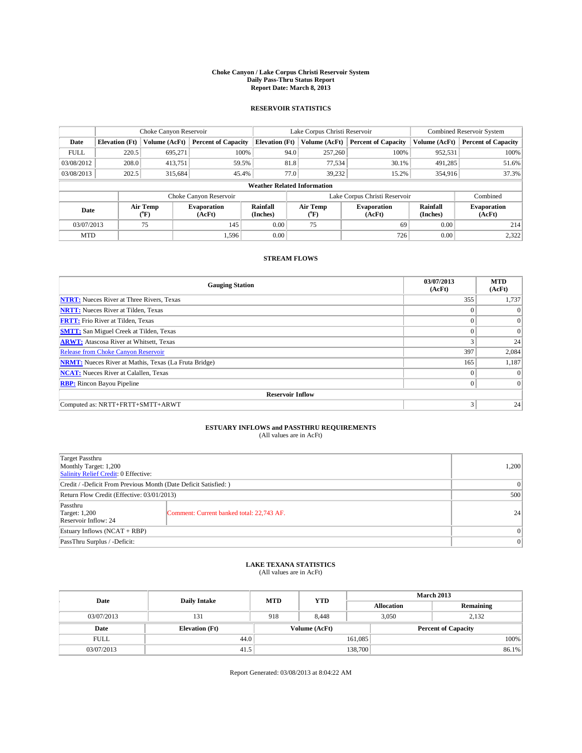# Choke Canyon / Lake Corpus Christi Reservoir System
## Daily Pass-Thru Status Report
## Report Date: March 8, 2013

### RESERVOIR STATISTICS

| | Choke Canyon Reservoir | | | Lake Corpus Christi Reservoir | | | Combined Reservoir System | |
|---|---|---|---|---|---|---|---|---|
| Date | Elevation (Ft) | Volume (AcFt) | Percent of Capacity | Elevation (Ft) | Volume (AcFt) | Percent of Capacity | Volume (AcFt) | Percent of Capacity |
| FULL | 220.5 | 695,271 | 100% | 94.0 | 257,260 | 100% | 952,531 | 100% |
| 03/08/2012 | 208.0 | 413,751 | 59.5% | 81.8 | 77,534 | 30.1% | 491,285 | 51.6% |
| 03/08/2013 | 202.5 | 315,684 | 45.4% | 77.0 | 39,232 | 15.2% | 354,916 | 37.3% |

**Weather Related Information**

| | Choke Canyon Reservoir | | | Lake Corpus Christi Reservoir | | | Combined |
|---|---|---|---|---|---|---|---|
| Date | Air Temp (°F) | Evaporation (AcFt) | Rainfall (Inches) | Air Temp (°F) | Evaporation (AcFt) | Rainfall (Inches) | Evaporation (AcFt) |
| 03/07/2013 | 75 | 145 | 0.00 | 75 | 69 | 0.00 | 214 |
| MTD | | 1,596 | 0.00 | | 726 | 0.00 | 2,322 |

### STREAM FLOWS

| Gauging Station | 03/07/2013 (AcFt) | MTD (AcFt) |
|---|---|---|
| NTRT: Nueces River at Three Rivers, Texas | 355 | 1,737 |
| NRTT: Nueces River at Tilden, Texas | 0 | 0 |
| FRTT: Frio River at Tilden, Texas | 0 | 0 |
| SMTT: San Miguel Creek at Tilden, Texas | 0 | 0 |
| ARWT: Atascosa River at Whitsett, Texas | 3 | 24 |
| Release from Choke Canyon Reservoir | 397 | 2,084 |
| NRMT: Nueces River at Mathis, Texas (La Fruta Bridge) | 165 | 1,187 |
| NCAT: Nueces River at Calallen, Texas | 0 | 0 |
| RBP: Rincon Bayou Pipeline | 0 | 0 |
| **Reservoir Inflow** | | |
| Computed as: NRTT+FRTT+SMTT+ARWT | 3 | 24 |

### ESTUARY INFLOWS and PASSTHRU REQUIREMENTS
(All values are in AcFt)

| | | |
|---|---|---|
| Target Passthru<br>Monthly Target: 1,200<br>Salinity Relief Credit: 0 Effective: | | 1,200 |
| Credit / -Deficit From Previous Month (Date Deficit Satisfied: ) | | 0 |
| Return Flow Credit (Effective: 03/01/2013) | | 500 |
| Passthru<br>Target: 1,200<br>Reservoir Inflow: 24 | Comment: Current banked total: 22,743 AF. | 24 |
| Estuary Inflows (NCAT + RBP) | | 0 |
| PassThru Surplus / -Deficit: | | 0 |

### LAKE TEXANA STATISTICS
(All values are in AcFt)

| Date | Daily Intake | MTD | YTD | March 2013 Allocation | March 2013 Remaining |
|---|---|---|---|---|---|
| 03/07/2013 | 131 | 918 | 8,448 | 3,050 | 2,132 |

| Date | Elevation (Ft) | Volume (AcFt) | Percent of Capacity |
|---|---|---|---|
| FULL | 44.0 | 161,085 | 100% |
| 03/07/2013 | 41.5 | 138,700 | 86.1% |

Report Generated: 03/08/2013 at 8:04:22 AM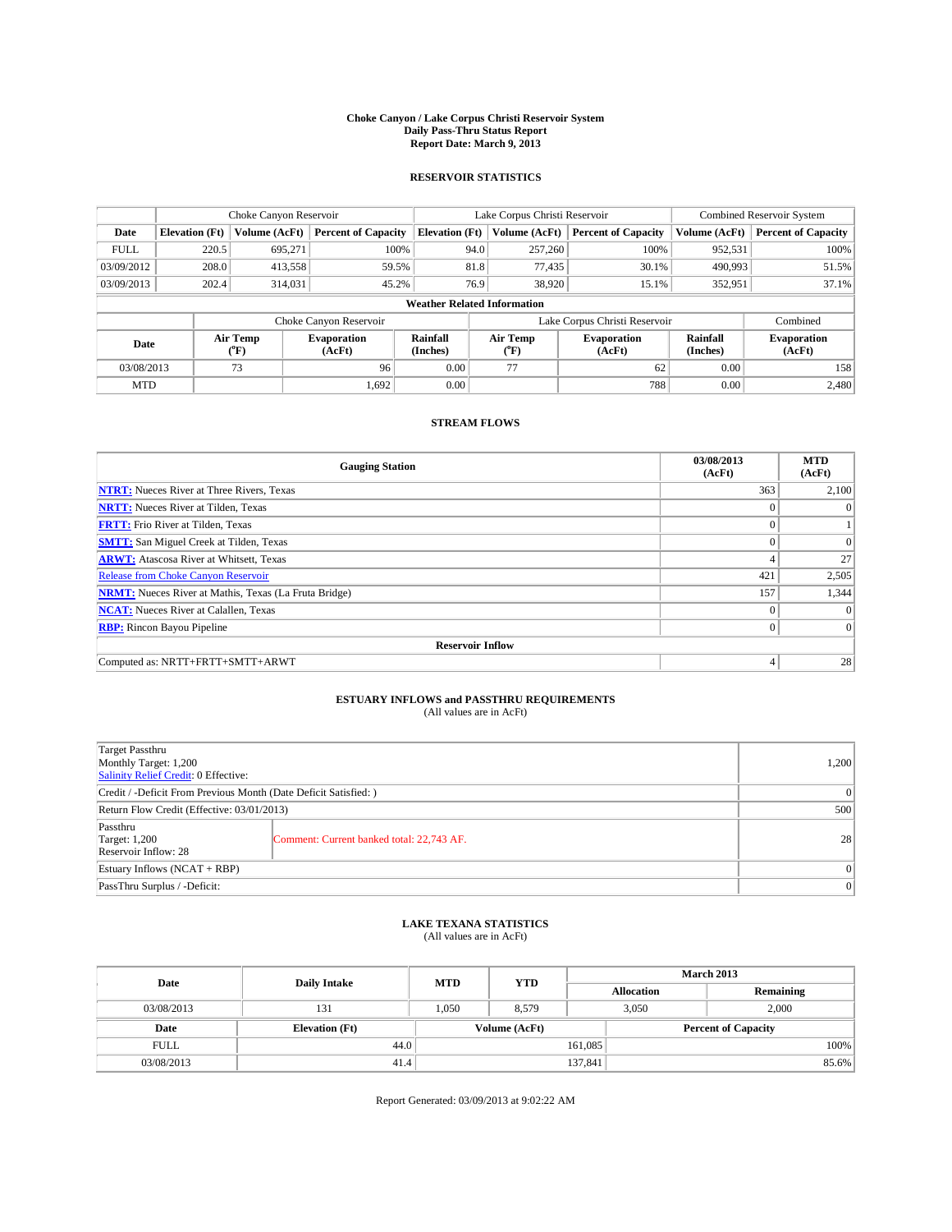# Choke Canyon / Lake Corpus Christi Reservoir System
## Daily Pass-Thru Status Report
### Report Date: March 9, 2013

## RESERVOIR STATISTICS

| | Choke Canyon Reservoir | | | Lake Corpus Christi Reservoir | | | Combined Reservoir System | |
|---|---|---|---|---|---|---|---|---|
| Date | Elevation (Ft) | Volume (AcFt) | Percent of Capacity | Elevation (Ft) | Volume (AcFt) | Percent of Capacity | Volume (AcFt) | Percent of Capacity |
| FULL | 220.5 | 695,271 | 100% | 94.0 | 257,260 | 100% | 952,531 | 100% |
| 03/09/2012 | 208.0 | 413,558 | 59.5% | 81.8 | 77,435 | 30.1% | 490,993 | 51.5% |
| 03/09/2013 | 202.4 | 314,031 | 45.2% | 76.9 | 38,920 | 15.1% | 352,951 | 37.1% |

**Weather Related Information**

| | Choke Canyon Reservoir | | | Lake Corpus Christi Reservoir | | | Combined |
|---|---|---|---|---|---|---|---|
| Date | Air Temp (°F) | Evaporation (AcFt) | Rainfall (Inches) | Air Temp (°F) | Evaporation (AcFt) | Rainfall (Inches) | Evaporation (AcFt) |
| 03/08/2013 | 73 | 96 | 0.00 | 77 | 62 | 0.00 | 158 |
| MTD | | 1,692 | 0.00 | | 788 | 0.00 | 2,480 |

## STREAM FLOWS

| Gauging Station | 03/08/2013 (AcFt) | MTD (AcFt) |
|---|---|---|
| NTRT: Nueces River at Three Rivers, Texas | 363 | 2,100 |
| NRTT: Nueces River at Tilden, Texas | 0 | 0 |
| FRTT: Frio River at Tilden, Texas | 0 | 1 |
| SMTT: San Miguel Creek at Tilden, Texas | 0 | 0 |
| ARWT: Atascosa River at Whitsett, Texas | 4 | 27 |
| Release from Choke Canyon Reservoir | 421 | 2,505 |
| NRMT: Nueces River at Mathis, Texas (La Fruta Bridge) | 157 | 1,344 |
| NCAT: Nueces River at Calallen, Texas | 0 | 0 |
| RBP: Rincon Bayou Pipeline | 0 | 0 |
| **Reservoir Inflow** | | |
| Computed as: NRTT+FRTT+SMTT+ARWT | 4 | 28 |

## ESTUARY INFLOWS and PASSTHRU REQUIREMENTS
(All values are in AcFt)

| | | |
|---|---|---|
| Target Passthru<br>Monthly Target: 1,200<br>Salinity Relief Credit: 0 Effective: | | 1,200 |
| Credit / -Deficit From Previous Month (Date Deficit Satisfied: ) | | 0 |
| Return Flow Credit (Effective: 03/01/2013) | | 500 |
| Passthru<br>Target: 1,200<br>Reservoir Inflow: 28 | Comment: Current banked total: 22,743 AF. | 28 |
| Estuary Inflows (NCAT + RBP) | | 0 |
| PassThru Surplus / -Deficit: | | 0 |

## LAKE TEXANA STATISTICS
(All values are in AcFt)

| Date | Daily Intake | MTD | YTD | March 2013 Allocation | March 2013 Remaining |
|---|---|---|---|---|---|
| 03/08/2013 | 131 | 1,050 | 8,579 | 3,050 | 2,000 |

| Date | Elevation (Ft) | Volume (AcFt) | Percent of Capacity |
|---|---|---|---|
| FULL | 44.0 | 161,085 | 100% |
| 03/08/2013 | 41.4 | 137,841 | 85.6% |

Report Generated: 03/09/2013 at 9:02:22 AM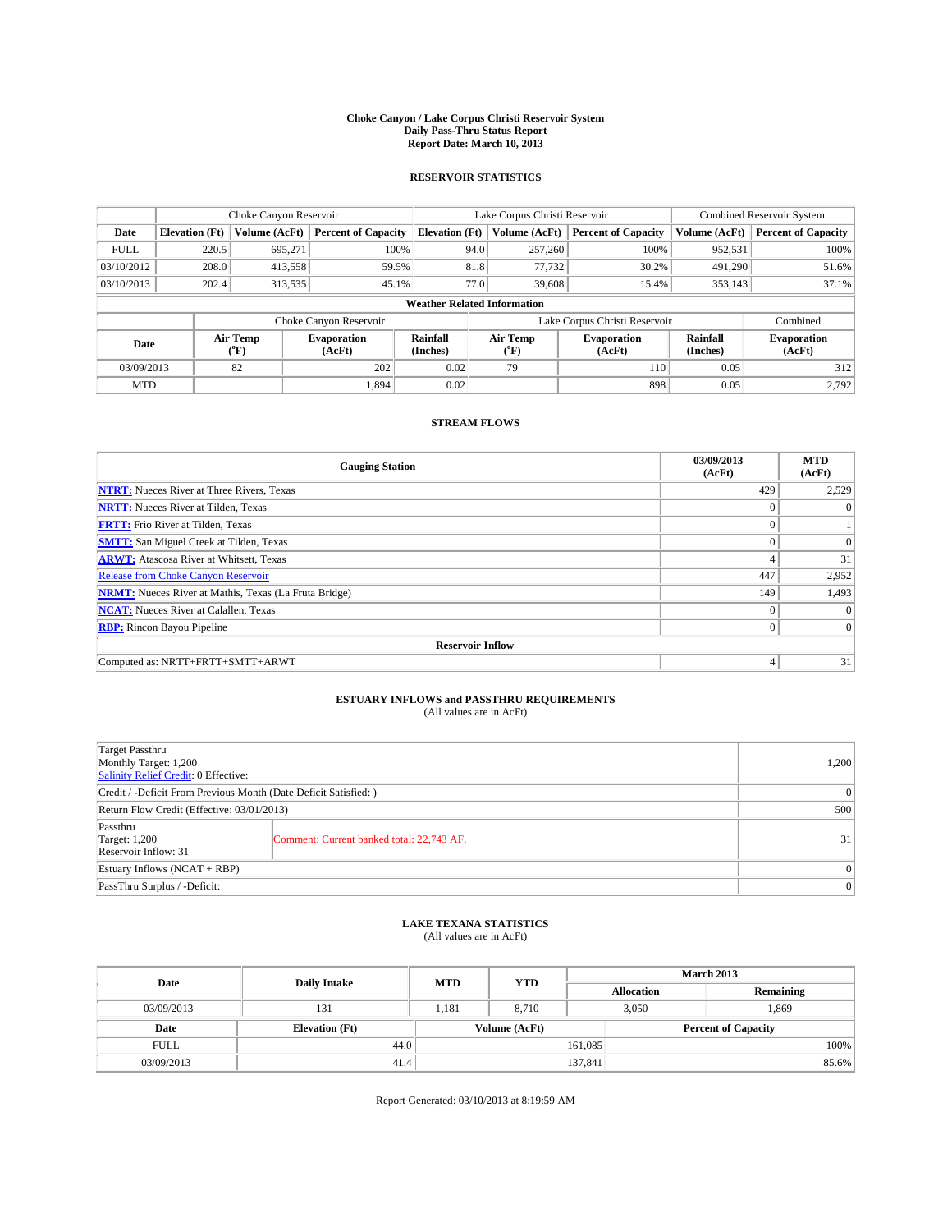# Choke Canyon / Lake Corpus Christi Reservoir System
## Daily Pass-Thru Status Report
## Report Date: March 10, 2013

### RESERVOIR STATISTICS

| | Choke Canyon Reservoir | | | Lake Corpus Christi Reservoir | | | Combined Reservoir System | |
|---|---|---|---|---|---|---|---|---|
| Date | Elevation (Ft) | Volume (AcFt) | Percent of Capacity | Elevation (Ft) | Volume (AcFt) | Percent of Capacity | Volume (AcFt) | Percent of Capacity |
| FULL | 220.5 | 695,271 | 100% | 94.0 | 257,260 | 100% | 952,531 | 100% |
| 03/10/2012 | 208.0 | 413,558 | 59.5% | 81.8 | 77,732 | 30.2% | 491,290 | 51.6% |
| 03/10/2013 | 202.4 | 313,535 | 45.1% | 77.0 | 39,608 | 15.4% | 353,143 | 37.1% |

**Weather Related Information**

| | Choke Canyon Reservoir | | | Lake Corpus Christi Reservoir | | | Combined |
|---|---|---|---|---|---|---|---|
| Date | Air Temp (°F) | Evaporation (AcFt) | Rainfall (Inches) | Air Temp (°F) | Evaporation (AcFt) | Rainfall (Inches) | Evaporation (AcFt) |
| 03/09/2013 | 82 | 202 | 0.02 | 79 | 110 | 0.05 | 312 |
| MTD | | 1,894 | 0.02 | | 898 | 0.05 | 2,792 |

### STREAM FLOWS

| Gauging Station | 03/09/2013 (AcFt) | MTD (AcFt) |
|---|---|---|
| NTRT: Nueces River at Three Rivers, Texas | 429 | 2,529 |
| NRTT: Nueces River at Tilden, Texas | 0 | 0 |
| FRTT: Frio River at Tilden, Texas | 0 | 1 |
| SMTT: San Miguel Creek at Tilden, Texas | 0 | 0 |
| ARWT: Atascosa River at Whitsett, Texas | 4 | 31 |
| Release from Choke Canyon Reservoir | 447 | 2,952 |
| NRMT: Nueces River at Mathis, Texas (La Fruta Bridge) | 149 | 1,493 |
| NCAT: Nueces River at Calallen, Texas | 0 | 0 |
| RBP: Rincon Bayou Pipeline | 0 | 0 |
| **Reservoir Inflow** | | |
| Computed as: NRTT+FRTT+SMTT+ARWT | 4 | 31 |

### ESTUARY INFLOWS and PASSTHRU REQUIREMENTS
(All values are in AcFt)

| | | |
|---|---|---|
| Target Passthru<br>Monthly Target: 1,200<br>Salinity Relief Credit: 0 Effective: | | 1,200 |
| Credit / -Deficit From Previous Month (Date Deficit Satisfied: ) | | 0 |
| Return Flow Credit (Effective: 03/01/2013) | | 500 |
| Passthru<br>Target: 1,200<br>Reservoir Inflow: 31 | Comment: Current banked total: 22,743 AF. | 31 |
| Estuary Inflows (NCAT + RBP) | | 0 |
| PassThru Surplus / -Deficit: | | 0 |

### LAKE TEXANA STATISTICS
(All values are in AcFt)

| Date | Daily Intake | MTD | YTD | March 2013 Allocation | March 2013 Remaining |
|---|---|---|---|---|---|
| 03/09/2013 | 131 | 1,181 | 8,710 | 3,050 | 1,869 |

| Date | Elevation (Ft) | Volume (AcFt) | Percent of Capacity |
|---|---|---|---|
| FULL | 44.0 | 161,085 | 100% |
| 03/09/2013 | 41.4 | 137,841 | 85.6% |

Report Generated: 03/10/2013 at 8:19:59 AM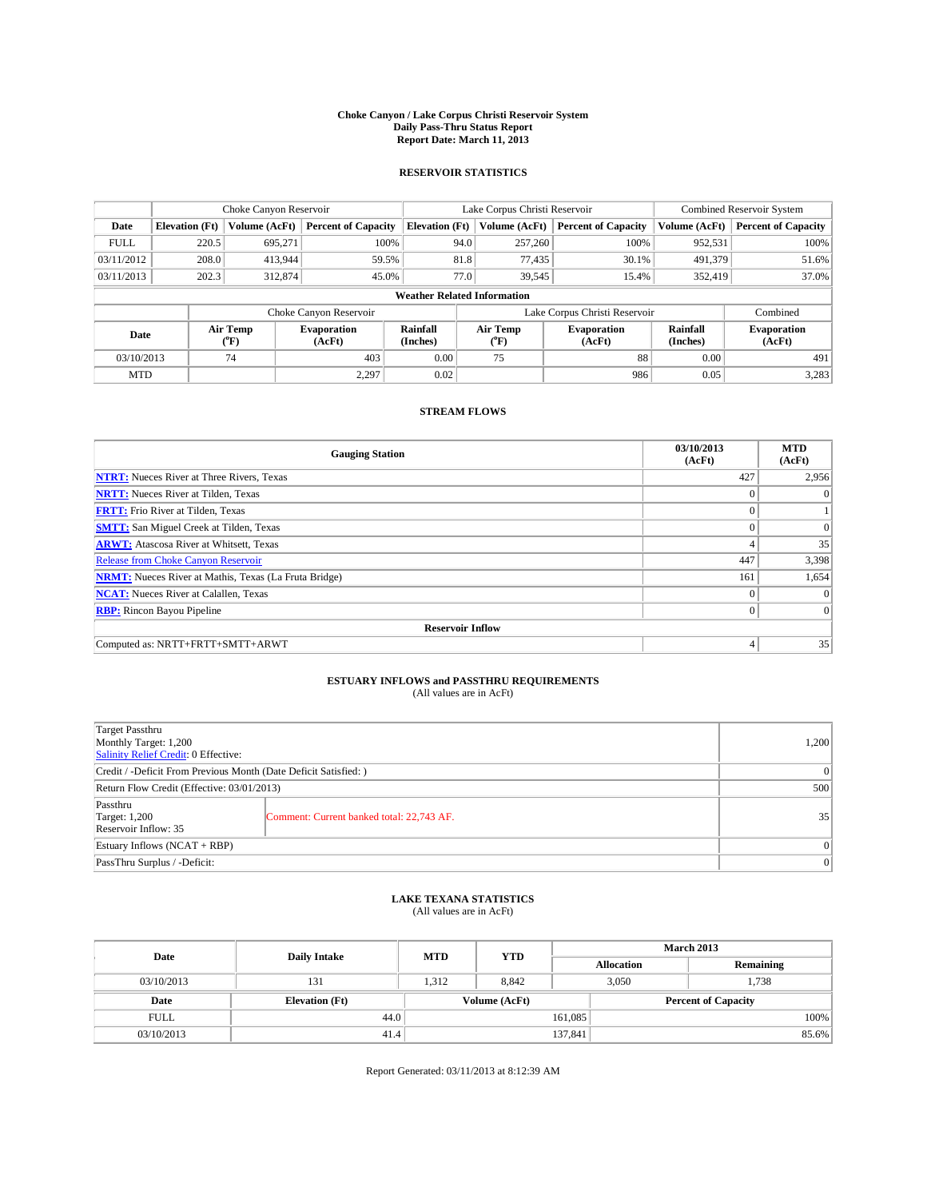# Choke Canyon / Lake Corpus Christi Reservoir System
## Daily Pass-Thru Status Report
## Report Date: March 11, 2013

### RESERVOIR STATISTICS

| | Choke Canyon Reservoir | | | Lake Corpus Christi Reservoir | | | Combined Reservoir System | |
|---|---|---|---|---|---|---|---|---|
| Date | Elevation (Ft) | Volume (AcFt) | Percent of Capacity | Elevation (Ft) | Volume (AcFt) | Percent of Capacity | Volume (AcFt) | Percent of Capacity |
| FULL | 220.5 | 695,271 | 100% | 94.0 | 257,260 | 100% | 952,531 | 100% |
| 03/11/2012 | 208.0 | 413,944 | 59.5% | 81.8 | 77,435 | 30.1% | 491,379 | 51.6% |
| 03/11/2013 | 202.3 | 312,874 | 45.0% | 77.0 | 39,545 | 15.4% | 352,419 | 37.0% |

**Weather Related Information**

| | Choke Canyon Reservoir | | | Lake Corpus Christi Reservoir | | | Combined |
|---|---|---|---|---|---|---|---|
| Date | Air Temp (°F) | Evaporation (AcFt) | Rainfall (Inches) | Air Temp (°F) | Evaporation (AcFt) | Rainfall (Inches) | Evaporation (AcFt) |
| 03/10/2013 | 74 | 403 | 0.00 | 75 | 88 | 0.00 | 491 |
| MTD | | 2,297 | 0.02 | | 986 | 0.05 | 3,283 |

### STREAM FLOWS

| Gauging Station | 03/10/2013 (AcFt) | MTD (AcFt) |
|---|---|---|
| **NTRT:** Nueces River at Three Rivers, Texas | 427 | 2,956 |
| **NRTT:** Nueces River at Tilden, Texas | 0 | 0 |
| **FRTT:** Frio River at Tilden, Texas | 0 | 1 |
| **SMTT:** San Miguel Creek at Tilden, Texas | 0 | 0 |
| **ARWT:** Atascosa River at Whitsett, Texas | 4 | 35 |
| Release from Choke Canyon Reservoir | 447 | 3,398 |
| **NRMT:** Nueces River at Mathis, Texas (La Fruta Bridge) | 161 | 1,654 |
| **NCAT:** Nueces River at Calallen, Texas | 0 | 0 |
| **RBP:** Rincon Bayou Pipeline | 0 | 0 |
| **Reservoir Inflow** | | |
| Computed as: NRTT+FRTT+SMTT+ARWT | 4 | 35 |

### ESTUARY INFLOWS and PASSTHRU REQUIREMENTS
(All values are in AcFt)

| | | |
|---|---|---|
| Target Passthru<br>Monthly Target: 1,200<br>Salinity Relief Credit: 0 Effective: | | 1,200 |
| Credit / -Deficit From Previous Month (Date Deficit Satisfied: ) | | 0 |
| Return Flow Credit (Effective: 03/01/2013) | | 500 |
| Passthru<br>Target: 1,200<br>Reservoir Inflow: 35 | Comment: Current banked total: 22,743 AF. | 35 |
| Estuary Inflows (NCAT + RBP) | | 0 |
| PassThru Surplus / -Deficit: | | 0 |

### LAKE TEXANA STATISTICS
(All values are in AcFt)

| Date | Daily Intake | MTD | YTD | March 2013 Allocation | March 2013 Remaining |
|---|---|---|---|---|---|
| 03/10/2013 | 131 | 1,312 | 8,842 | 3,050 | 1,738 |

| Date | Elevation (Ft) | Volume (AcFt) | Percent of Capacity |
|---|---|---|---|
| FULL | 44.0 | 161,085 | 100% |
| 03/10/2013 | 41.4 | 137,841 | 85.6% |

Report Generated: 03/11/2013 at 8:12:39 AM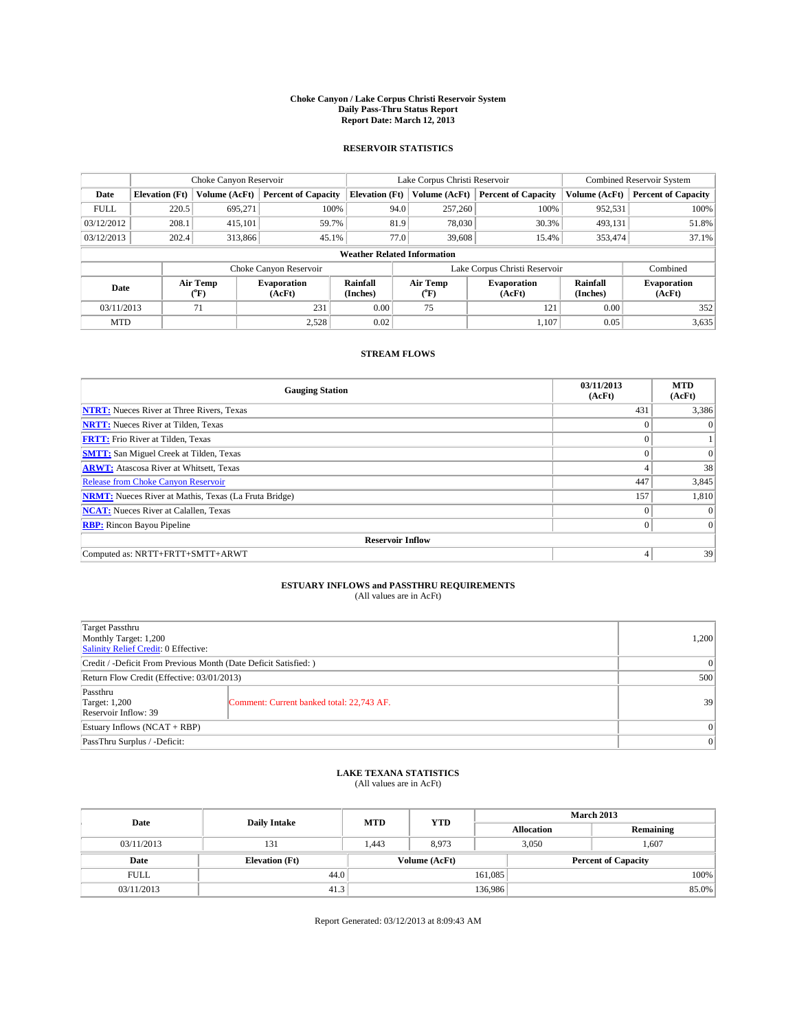**Choke Canyon / Lake Corpus Christi Reservoir System**
**Daily Pass-Thru Status Report**
**Report Date: March 12, 2013**

## RESERVOIR STATISTICS

| | Choke Canyon Reservoir | | | Lake Corpus Christi Reservoir | | | Combined Reservoir System | |
|---|---|---|---|---|---|---|---|---|
| **Date** | **Elevation (Ft)** | **Volume (AcFt)** | **Percent of Capacity** | **Elevation (Ft)** | **Volume (AcFt)** | **Percent of Capacity** | **Volume (AcFt)** | **Percent of Capacity** |
| FULL | 220.5 | 695,271 | 100% | 94.0 | 257,260 | 100% | 952,531 | 100% |
| 03/12/2012 | 208.1 | 415,101 | 59.7% | 81.9 | 78,030 | 30.3% | 493,131 | 51.8% |
| 03/12/2013 | 202.4 | 313,866 | 45.1% | 77.0 | 39,608 | 15.4% | 353,474 | 37.1% |

**Weather Related Information**

| | Choke Canyon Reservoir | | | Lake Corpus Christi Reservoir | | | Combined |
|---|---|---|---|---|---|---|---|
| **Date** | **Air Temp (°F)** | **Evaporation (AcFt)** | **Rainfall (Inches)** | **Air Temp (°F)** | **Evaporation (AcFt)** | **Rainfall (Inches)** | **Evaporation (AcFt)** |
| 03/11/2013 | 71 | 231 | 0.00 | 75 | 121 | 0.00 | 352 |
| MTD | | 2,528 | 0.02 | | 1,107 | 0.05 | 3,635 |

## STREAM FLOWS

| Gauging Station | 03/11/2013 (AcFt) | MTD (AcFt) |
|---|---|---|
| **NTRT:** Nueces River at Three Rivers, Texas | 431 | 3,386 |
| **NRTT:** Nueces River at Tilden, Texas | 0 | 0 |
| **FRTT:** Frio River at Tilden, Texas | 0 | 1 |
| **SMTT:** San Miguel Creek at Tilden, Texas | 0 | 0 |
| **ARWT:** Atascosa River at Whitsett, Texas | 4 | 38 |
| Release from Choke Canyon Reservoir | 447 | 3,845 |
| **NRMT:** Nueces River at Mathis, Texas (La Fruta Bridge) | 157 | 1,810 |
| **NCAT:** Nueces River at Calallen, Texas | 0 | 0 |
| **RBP:** Rincon Bayou Pipeline | 0 | 0 |
| **Reservoir Inflow** | | |
| Computed as: NRTT+FRTT+SMTT+ARWT | 4 | 39 |

## ESTUARY INFLOWS and PASSTHRU REQUIREMENTS
(All values are in AcFt)

| | | |
|---|---|---|
| Target Passthru<br>Monthly Target: 1,200<br>Salinity Relief Credit: 0 Effective: | | 1,200 |
| Credit / -Deficit From Previous Month (Date Deficit Satisfied: ) | | 0 |
| Return Flow Credit (Effective: 03/01/2013) | | 500 |
| Passthru<br>Target: 1,200<br>Reservoir Inflow: 39 | Comment: Current banked total: 22,743 AF. | 39 |
| Estuary Inflows (NCAT + RBP) | | 0 |
| PassThru Surplus / -Deficit: | | 0 |

## LAKE TEXANA STATISTICS
(All values are in AcFt)

| Date | Daily Intake | MTD | YTD | March 2013 Allocation | March 2013 Remaining |
|---|---|---|---|---|---|
| 03/11/2013 | 131 | 1,443 | 8,973 | 3,050 | 1,607 |

| Date | Elevation (Ft) | Volume (AcFt) | Percent of Capacity |
|---|---|---|---|
| FULL | 44.0 | 161,085 | 100% |
| 03/11/2013 | 41.3 | 136,986 | 85.0% |

Report Generated: 03/12/2013 at 8:09:43 AM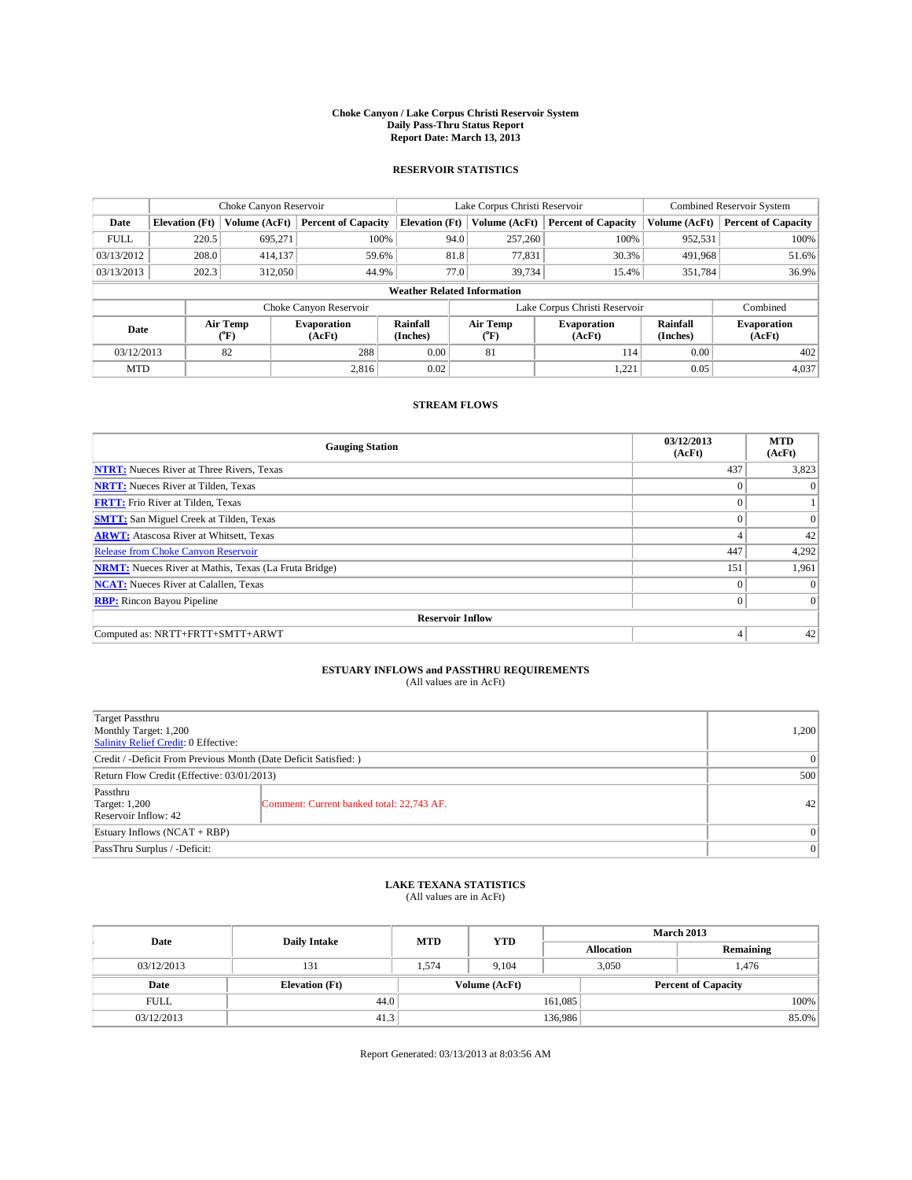**Choke Canyon / Lake Corpus Christi Reservoir System**
**Daily Pass-Thru Status Report**
**Report Date: March 13, 2013**

## RESERVOIR STATISTICS

| | Choke Canyon Reservoir | | | Lake Corpus Christi Reservoir | | | Combined Reservoir System | |
|---|---|---|---|---|---|---|---|---|
| Date | Elevation (Ft) | Volume (AcFt) | Percent of Capacity | Elevation (Ft) | Volume (AcFt) | Percent of Capacity | Volume (AcFt) | Percent of Capacity |
| FULL | 220.5 | 695,271 | 100% | 94.0 | 257,260 | 100% | 952,531 | 100% |
| 03/13/2012 | 208.0 | 414,137 | 59.6% | 81.8 | 77,831 | 30.3% | 491,968 | 51.6% |
| 03/13/2013 | 202.3 | 312,050 | 44.9% | 77.0 | 39,734 | 15.4% | 351,784 | 36.9% |

**Weather Related Information**

| | Choke Canyon Reservoir | | | Lake Corpus Christi Reservoir | | | Combined |
|---|---|---|---|---|---|---|---|
| Date | Air Temp (°F) | Evaporation (AcFt) | Rainfall (Inches) | Air Temp (°F) | Evaporation (AcFt) | Rainfall (Inches) | Evaporation (AcFt) |
| 03/12/2013 | 82 | 288 | 0.00 | 81 | 114 | 0.00 | 402 |
| MTD | | 2,816 | 0.02 | | 1,221 | 0.05 | 4,037 |

## STREAM FLOWS

| Gauging Station | 03/12/2013 (AcFt) | MTD (AcFt) |
|---|---|---|
| **NTRT:** Nueces River at Three Rivers, Texas | 437 | 3,823 |
| **NRTT:** Nueces River at Tilden, Texas | 0 | 0 |
| **FRTT:** Frio River at Tilden, Texas | 0 | 1 |
| **SMTT:** San Miguel Creek at Tilden, Texas | 0 | 0 |
| **ARWT:** Atascosa River at Whitsett, Texas | 4 | 42 |
| Release from Choke Canyon Reservoir | 447 | 4,292 |
| **NRMT:** Nueces River at Mathis, Texas (La Fruta Bridge) | 151 | 1,961 |
| **NCAT:** Nueces River at Calallen, Texas | 0 | 0 |
| **RBP:** Rincon Bayou Pipeline | 0 | 0 |
| **Reservoir Inflow** | | |
| Computed as: NRTT+FRTT+SMTT+ARWT | 4 | 42 |

## ESTUARY INFLOWS and PASSTHRU REQUIREMENTS

(All values are in AcFt)

| | | |
|---|---|---|
| Target Passthru<br>Monthly Target: 1,200<br>Salinity Relief Credit: 0 Effective: | | 1,200 |
| Credit / -Deficit From Previous Month (Date Deficit Satisfied: ) | | 0 |
| Return Flow Credit (Effective: 03/01/2013) | | 500 |
| Passthru<br>Target: 1,200<br>Reservoir Inflow: 42 | Comment: Current banked total: 22,743 AF. | 42 |
| Estuary Inflows (NCAT + RBP) | | 0 |
| PassThru Surplus / -Deficit: | | 0 |

## LAKE TEXANA STATISTICS

(All values are in AcFt)

| Date | Daily Intake | MTD | YTD | March 2013 Allocation | March 2013 Remaining |
|---|---|---|---|---|---|
| 03/12/2013 | 131 | 1,574 | 9,104 | 3,050 | 1,476 |

| Date | Elevation (Ft) | Volume (AcFt) | Percent of Capacity |
|---|---|---|---|
| FULL | 44.0 | 161,085 | 100% |
| 03/12/2013 | 41.3 | 136,986 | 85.0% |

Report Generated: 03/13/2013 at 8:03:56 AM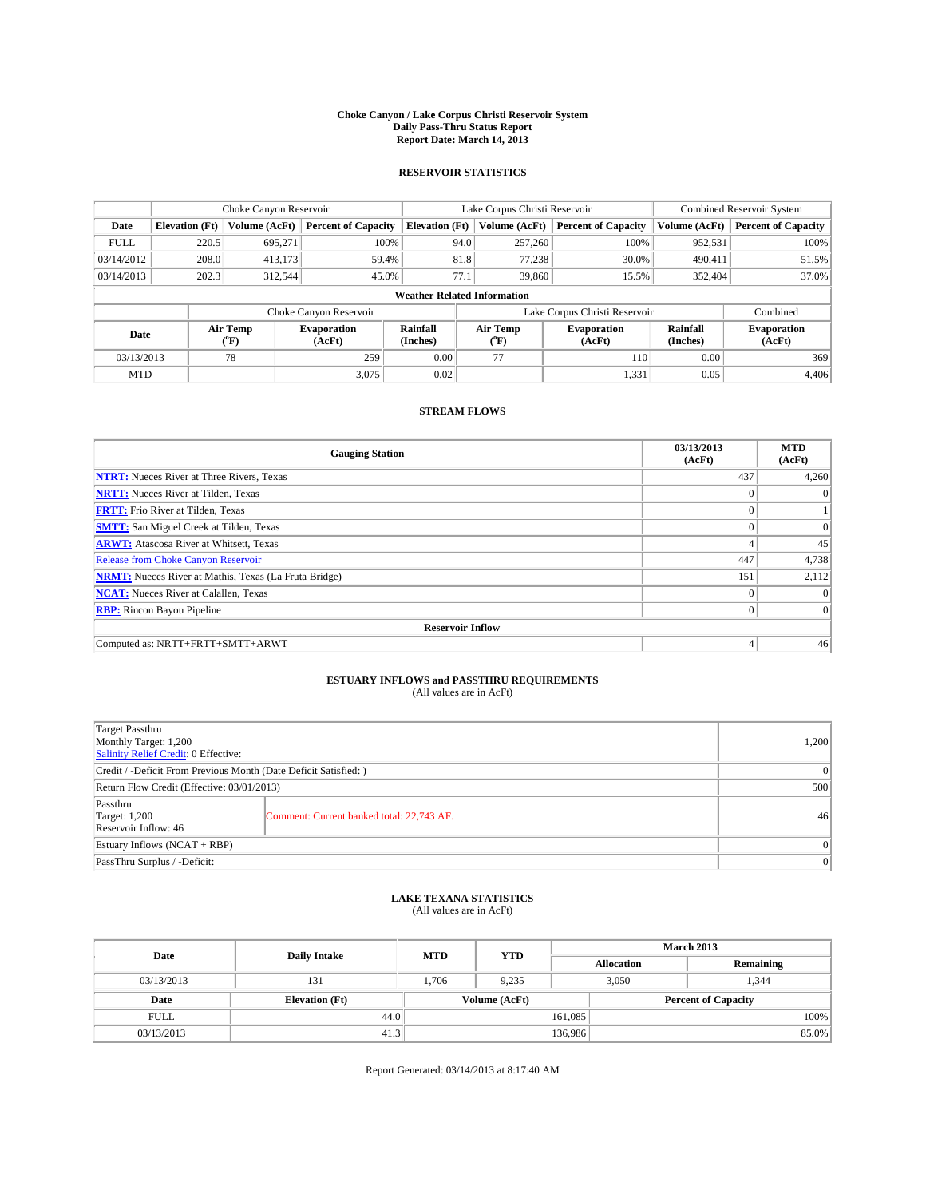# Choke Canyon / Lake Corpus Christi Reservoir System
## Daily Pass-Thru Status Report
## Report Date: March 14, 2013

### RESERVOIR STATISTICS

| | Choke Canyon Reservoir | | | Lake Corpus Christi Reservoir | | | Combined Reservoir System | |
|---|---|---|---|---|---|---|---|---|
| Date | Elevation (Ft) | Volume (AcFt) | Percent of Capacity | Elevation (Ft) | Volume (AcFt) | Percent of Capacity | Volume (AcFt) | Percent of Capacity |
| FULL | 220.5 | 695,271 | 100% | 94.0 | 257,260 | 100% | 952,531 | 100% |
| 03/14/2012 | 208.0 | 413,173 | 59.4% | 81.8 | 77,238 | 30.0% | 490,411 | 51.5% |
| 03/14/2013 | 202.3 | 312,544 | 45.0% | 77.1 | 39,860 | 15.5% | 352,404 | 37.0% |

**Weather Related Information**

| | Choke Canyon Reservoir | | | Lake Corpus Christi Reservoir | | | Combined |
|---|---|---|---|---|---|---|---|
| Date | Air Temp (°F) | Evaporation (AcFt) | Rainfall (Inches) | Air Temp (°F) | Evaporation (AcFt) | Rainfall (Inches) | Evaporation (AcFt) |
| 03/13/2013 | 78 | 259 | 0.00 | 77 | 110 | 0.00 | 369 |
| MTD | | 3,075 | 0.02 | | 1,331 | 0.05 | 4,406 |

### STREAM FLOWS

| Gauging Station | 03/13/2013 (AcFt) | MTD (AcFt) |
|---|---|---|
| NTRT: Nueces River at Three Rivers, Texas | 437 | 4,260 |
| NRTT: Nueces River at Tilden, Texas | 0 | 0 |
| FRTT: Frio River at Tilden, Texas | 0 | 1 |
| SMTT: San Miguel Creek at Tilden, Texas | 0 | 0 |
| ARWT: Atascosa River at Whitsett, Texas | 4 | 45 |
| Release from Choke Canyon Reservoir | 447 | 4,738 |
| NRMT: Nueces River at Mathis, Texas (La Fruta Bridge) | 151 | 2,112 |
| NCAT: Nueces River at Calallen, Texas | 0 | 0 |
| RBP: Rincon Bayou Pipeline | 0 | 0 |
| **Reservoir Inflow** | | |
| Computed as: NRTT+FRTT+SMTT+ARWT | 4 | 46 |

### ESTUARY INFLOWS and PASSTHRU REQUIREMENTS
(All values are in AcFt)

| | | |
|---|---|---|
| Target Passthru<br>Monthly Target: 1,200<br>Salinity Relief Credit: 0 Effective: | | 1,200 |
| Credit / -Deficit From Previous Month (Date Deficit Satisfied: ) | | 0 |
| Return Flow Credit (Effective: 03/01/2013) | | 500 |
| Passthru<br>Target: 1,200<br>Reservoir Inflow: 46 | Comment: Current banked total: 22,743 AF. | 46 |
| Estuary Inflows (NCAT + RBP) | | 0 |
| PassThru Surplus / -Deficit: | | 0 |

### LAKE TEXANA STATISTICS
(All values are in AcFt)

| Date | Daily Intake | MTD | YTD | March 2013 Allocation | March 2013 Remaining |
|---|---|---|---|---|---|
| 03/13/2013 | 131 | 1,706 | 9,235 | 3,050 | 1,344 |

| Date | Elevation (Ft) | Volume (AcFt) | Percent of Capacity |
|---|---|---|---|
| FULL | 44.0 | 161,085 | 100% |
| 03/13/2013 | 41.3 | 136,986 | 85.0% |

Report Generated: 03/14/2013 at 8:17:40 AM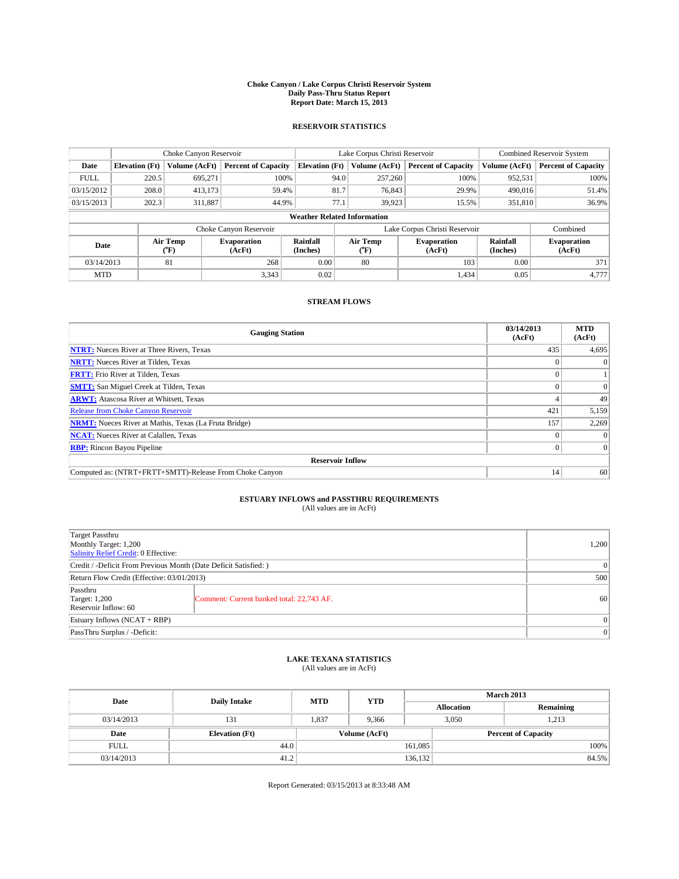# Choke Canyon / Lake Corpus Christi Reservoir System
## Daily Pass-Thru Status Report
### Report Date: March 15, 2013

## RESERVOIR STATISTICS

| | Choke Canyon Reservoir | | | Lake Corpus Christi Reservoir | | | Combined Reservoir System | |
|---|---|---|---|---|---|---|---|---|
| Date | Elevation (Ft) | Volume (AcFt) | Percent of Capacity | Elevation (Ft) | Volume (AcFt) | Percent of Capacity | Volume (AcFt) | Percent of Capacity |
| FULL | 220.5 | 695,271 | 100% | 94.0 | 257,260 | 100% | 952,531 | 100% |
| 03/15/2012 | 208.0 | 413,173 | 59.4% | 81.7 | 76,843 | 29.9% | 490,016 | 51.4% |
| 03/15/2013 | 202.3 | 311,887 | 44.9% | 77.1 | 39,923 | 15.5% | 351,810 | 36.9% |

**Weather Related Information**

| | Choke Canyon Reservoir | | | Lake Corpus Christi Reservoir | | | Combined |
|---|---|---|---|---|---|---|---|
| Date | Air Temp (°F) | Evaporation (AcFt) | Rainfall (Inches) | Air Temp (°F) | Evaporation (AcFt) | Rainfall (Inches) | Evaporation (AcFt) |
| 03/14/2013 | 81 | 268 | 0.00 | 80 | 103 | 0.00 | 371 |
| MTD | | 3,343 | 0.02 | | 1,434 | 0.05 | 4,777 |

## STREAM FLOWS

| Gauging Station | 03/14/2013 (AcFt) | MTD (AcFt) |
|---|---|---|
| NTRT: Nueces River at Three Rivers, Texas | 435 | 4,695 |
| NRTT: Nueces River at Tilden, Texas | 0 | 0 |
| FRTT: Frio River at Tilden, Texas | 0 | 1 |
| SMTT: San Miguel Creek at Tilden, Texas | 0 | 0 |
| ARWT: Atascosa River at Whitsett, Texas | 4 | 49 |
| Release from Choke Canyon Reservoir | 421 | 5,159 |
| NRMT: Nueces River at Mathis, Texas (La Fruta Bridge) | 157 | 2,269 |
| NCAT: Nueces River at Calallen, Texas | 0 | 0 |
| RBP: Rincon Bayou Pipeline | 0 | 0 |
| **Reservoir Inflow** | | |
| Computed as: (NTRT+FRTT+SMTT)-Release From Choke Canyon | 14 | 60 |

## ESTUARY INFLOWS and PASSTHRU REQUIREMENTS
(All values are in AcFt)

| | | |
|---|---|---|
| Target Passthru<br>Monthly Target: 1,200<br>Salinity Relief Credit: 0 Effective: | | 1,200 |
| Credit / -Deficit From Previous Month (Date Deficit Satisfied: ) | | 0 |
| Return Flow Credit (Effective: 03/01/2013) | | 500 |
| Passthru<br>Target: 1,200<br>Reservoir Inflow: 60 | Comment: Current banked total: 22,743 AF. | 60 |
| Estuary Inflows (NCAT + RBP) | | 0 |
| PassThru Surplus / -Deficit: | | 0 |

## LAKE TEXANA STATISTICS
(All values are in AcFt)

| Date | Daily Intake | MTD | YTD | March 2013 Allocation | March 2013 Remaining |
|---|---|---|---|---|---|
| 03/14/2013 | 131 | 1,837 | 9,366 | 3,050 | 1,213 |

| Date | Elevation (Ft) | Volume (AcFt) | Percent of Capacity |
|---|---|---|---|
| FULL | 44.0 | 161,085 | 100% |
| 03/14/2013 | 41.2 | 136,132 | 84.5% |

Report Generated: 03/15/2013 at 8:33:48 AM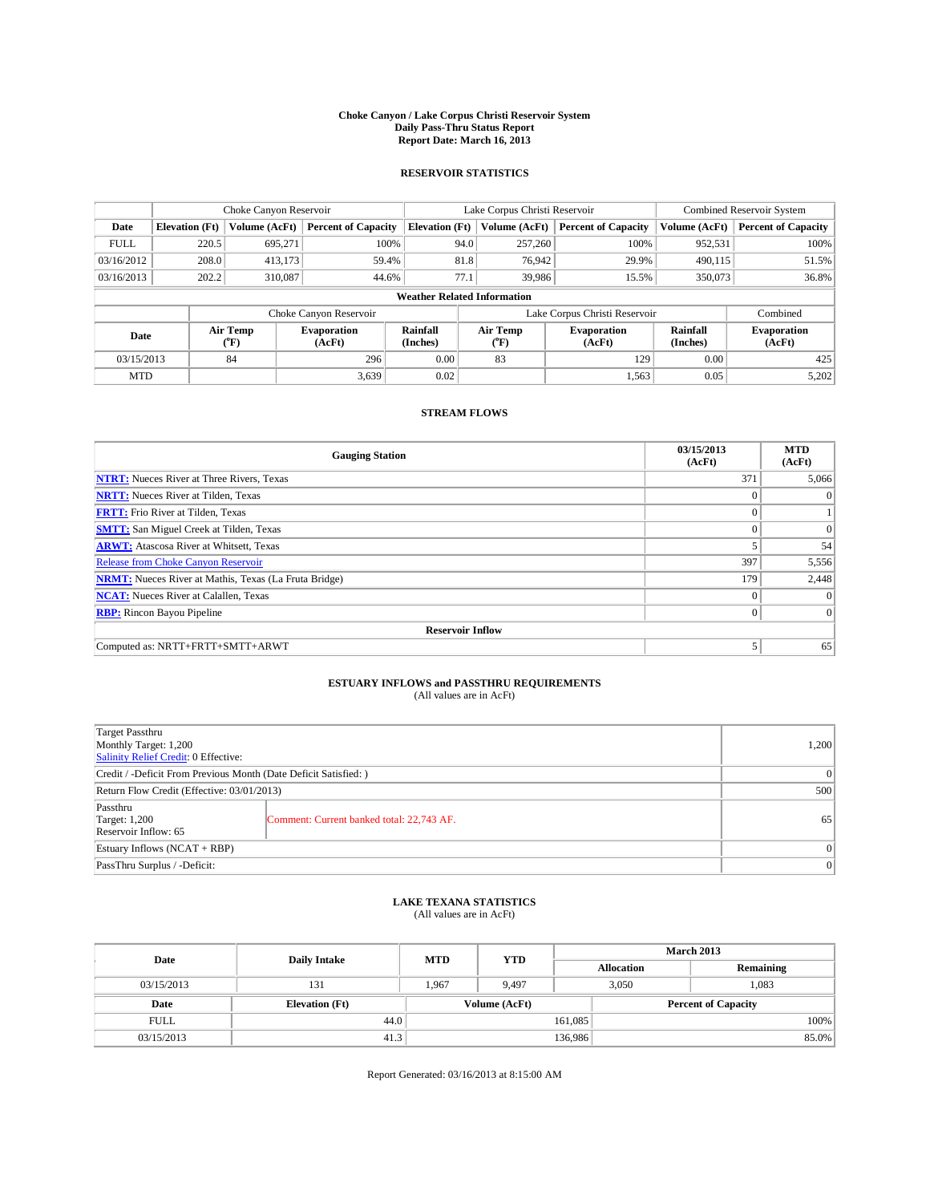# Choke Canyon / Lake Corpus Christi Reservoir System
## Daily Pass-Thru Status Report
### Report Date: March 16, 2013

## RESERVOIR STATISTICS

| | Choke Canyon Reservoir | | | Lake Corpus Christi Reservoir | | | Combined Reservoir System | |
|---|---|---|---|---|---|---|---|---|
| Date | Elevation (Ft) | Volume (AcFt) | Percent of Capacity | Elevation (Ft) | Volume (AcFt) | Percent of Capacity | Volume (AcFt) | Percent of Capacity |
| FULL | 220.5 | 695,271 | 100% | 94.0 | 257,260 | 100% | 952,531 | 100% |
| 03/16/2012 | 208.0 | 413,173 | 59.4% | 81.8 | 76,942 | 29.9% | 490,115 | 51.5% |
| 03/16/2013 | 202.2 | 310,087 | 44.6% | 77.1 | 39,986 | 15.5% | 350,073 | 36.8% |

**Weather Related Information**

| | Choke Canyon Reservoir | | | Lake Corpus Christi Reservoir | | | Combined |
|---|---|---|---|---|---|---|---|
| Date | Air Temp (°F) | Evaporation (AcFt) | Rainfall (Inches) | Air Temp (°F) | Evaporation (AcFt) | Rainfall (Inches) | Evaporation (AcFt) |
| 03/15/2013 | 84 | 296 | 0.00 | 83 | 129 | 0.00 | 425 |
| MTD | | 3,639 | 0.02 | | 1,563 | 0.05 | 5,202 |

## STREAM FLOWS

| Gauging Station | 03/15/2013 (AcFt) | MTD (AcFt) |
|---|---|---|
| NTRT: Nueces River at Three Rivers, Texas | 371 | 5,066 |
| NRTT: Nueces River at Tilden, Texas | 0 | 0 |
| FRTT: Frio River at Tilden, Texas | 0 | 1 |
| SMTT: San Miguel Creek at Tilden, Texas | 0 | 0 |
| ARWT: Atascosa River at Whitsett, Texas | 5 | 54 |
| Release from Choke Canyon Reservoir | 397 | 5,556 |
| NRMT: Nueces River at Mathis, Texas (La Fruta Bridge) | 179 | 2,448 |
| NCAT: Nueces River at Calallen, Texas | 0 | 0 |
| RBP: Rincon Bayou Pipeline | 0 | 0 |
| **Reservoir Inflow** | | |
| Computed as: NRTT+FRTT+SMTT+ARWT | 5 | 65 |

## ESTUARY INFLOWS and PASSTHRU REQUIREMENTS
(All values are in AcFt)

| Item | | Value |
|---|---|---|
| Target Passthru<br>Monthly Target: 1,200<br>Salinity Relief Credit: 0 Effective: | | 1,200 |
| Credit / -Deficit From Previous Month (Date Deficit Satisfied: ) | | 0 |
| Return Flow Credit (Effective: 03/01/2013) | | 500 |
| Passthru<br>Target: 1,200<br>Reservoir Inflow: 65 | Comment: Current banked total: 22,743 AF. | 65 |
| Estuary Inflows (NCAT + RBP) | | 0 |
| PassThru Surplus / -Deficit: | | 0 |

## LAKE TEXANA STATISTICS
(All values are in AcFt)

| Date | Daily Intake | MTD | YTD | March 2013 Allocation | March 2013 Remaining |
|---|---|---|---|---|---|
| 03/15/2013 | 131 | 1,967 | 9,497 | 3,050 | 1,083 |

| Date | Elevation (Ft) | Volume (AcFt) | Percent of Capacity |
|---|---|---|---|
| FULL | 44.0 | 161,085 | 100% |
| 03/15/2013 | 41.3 | 136,986 | 85.0% |

Report Generated: 03/16/2013 at 8:15:00 AM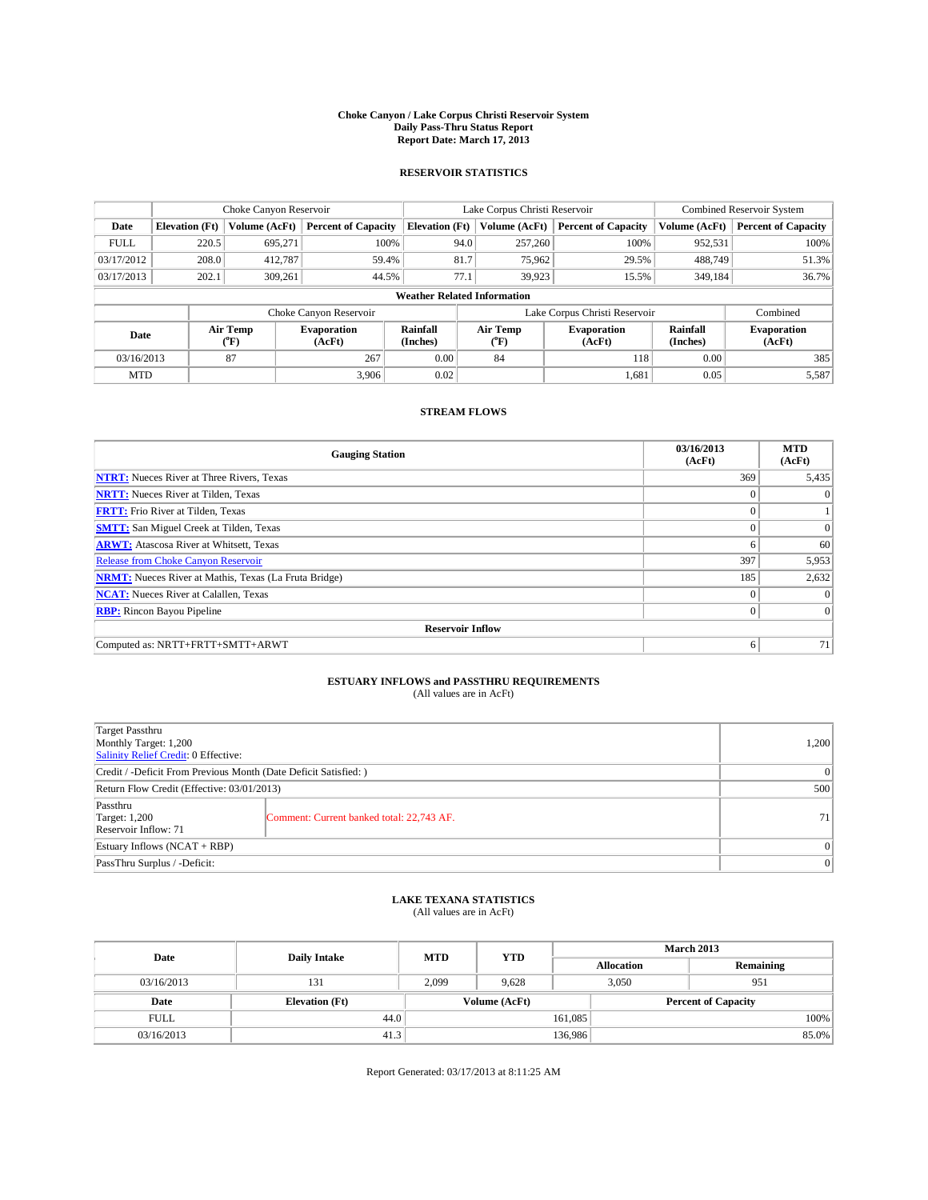# Choke Canyon / Lake Corpus Christi Reservoir System
## Daily Pass-Thru Status Report
### Report Date: March 17, 2013

## RESERVOIR STATISTICS

| | Choke Canyon Reservoir | | | Lake Corpus Christi Reservoir | | | Combined Reservoir System | |
|---|---|---|---|---|---|---|---|---|
| Date | Elevation (Ft) | Volume (AcFt) | Percent of Capacity | Elevation (Ft) | Volume (AcFt) | Percent of Capacity | Volume (AcFt) | Percent of Capacity |
| FULL | 220.5 | 695,271 | 100% | 94.0 | 257,260 | 100% | 952,531 | 100% |
| 03/17/2012 | 208.0 | 412,787 | 59.4% | 81.7 | 75,962 | 29.5% | 488,749 | 51.3% |
| 03/17/2013 | 202.1 | 309,261 | 44.5% | 77.1 | 39,923 | 15.5% | 349,184 | 36.7% |

**Weather Related Information**

| | Choke Canyon Reservoir | | | Lake Corpus Christi Reservoir | | | Combined |
|---|---|---|---|---|---|---|---|
| Date | Air Temp (°F) | Evaporation (AcFt) | Rainfall (Inches) | Air Temp (°F) | Evaporation (AcFt) | Rainfall (Inches) | Evaporation (AcFt) |
| 03/16/2013 | 87 | 267 | 0.00 | 84 | 118 | 0.00 | 385 |
| MTD | | 3,906 | 0.02 | | 1,681 | 0.05 | 5,587 |

## STREAM FLOWS

| Gauging Station | 03/16/2013 (AcFt) | MTD (AcFt) |
|---|---|---|
| NTRT: Nueces River at Three Rivers, Texas | 369 | 5,435 |
| NRTT: Nueces River at Tilden, Texas | 0 | 0 |
| FRTT: Frio River at Tilden, Texas | 0 | 1 |
| SMTT: San Miguel Creek at Tilden, Texas | 0 | 0 |
| ARWT: Atascosa River at Whitsett, Texas | 6 | 60 |
| Release from Choke Canyon Reservoir | 397 | 5,953 |
| NRMT: Nueces River at Mathis, Texas (La Fruta Bridge) | 185 | 2,632 |
| NCAT: Nueces River at Calallen, Texas | 0 | 0 |
| RBP: Rincon Bayou Pipeline | 0 | 0 |
| **Reservoir Inflow** | | |
| Computed as: NRTT+FRTT+SMTT+ARWT | 6 | 71 |

## ESTUARY INFLOWS and PASSTHRU REQUIREMENTS
(All values are in AcFt)

| | | |
|---|---|---|
| Target Passthru<br>Monthly Target: 1,200<br>Salinity Relief Credit: 0 Effective: | | 1,200 |
| Credit / -Deficit From Previous Month (Date Deficit Satisfied: ) | | 0 |
| Return Flow Credit (Effective: 03/01/2013) | | 500 |
| Passthru<br>Target: 1,200<br>Reservoir Inflow: 71 | Comment: Current banked total: 22,743 AF. | 71 |
| Estuary Inflows (NCAT + RBP) | | 0 |
| PassThru Surplus / -Deficit: | | 0 |

## LAKE TEXANA STATISTICS
(All values are in AcFt)

| Date | Daily Intake | MTD | YTD | March 2013 Allocation | March 2013 Remaining |
|---|---|---|---|---|---|
| 03/16/2013 | 131 | 2,099 | 9,628 | 3,050 | 951 |

| Date | Elevation (Ft) | Volume (AcFt) | Percent of Capacity |
|---|---|---|---|
| FULL | 44.0 | 161,085 | 100% |
| 03/16/2013 | 41.3 | 136,986 | 85.0% |

Report Generated: 03/17/2013 at 8:11:25 AM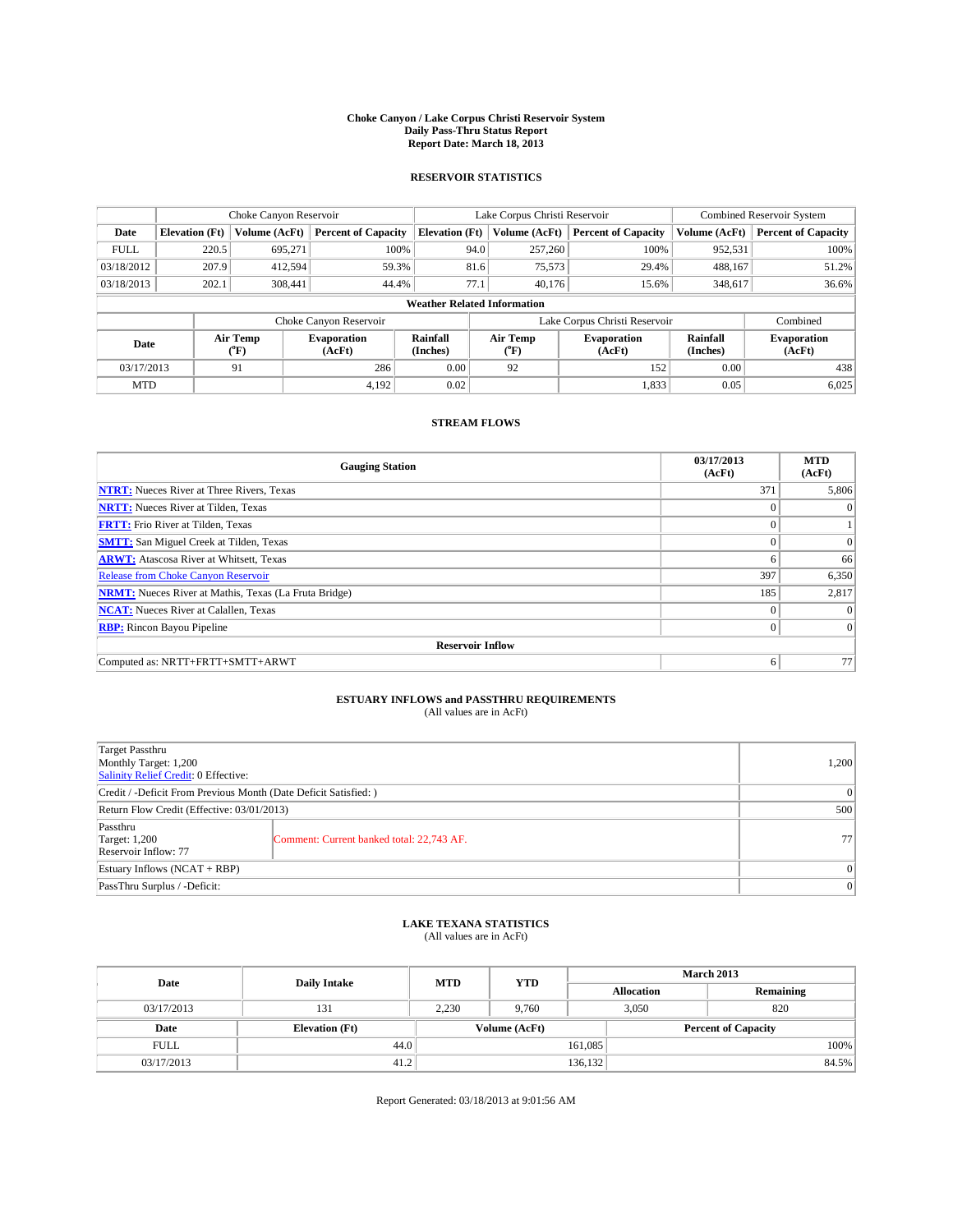**Choke Canyon / Lake Corpus Christi Reservoir System**
**Daily Pass-Thru Status Report**
**Report Date: March 18, 2013**

## RESERVOIR STATISTICS

| | Choke Canyon Reservoir | | | Lake Corpus Christi Reservoir | | | Combined Reservoir System | |
|---|---|---|---|---|---|---|---|---|
| Date | Elevation (Ft) | Volume (AcFt) | Percent of Capacity | Elevation (Ft) | Volume (AcFt) | Percent of Capacity | Volume (AcFt) | Percent of Capacity |
| FULL | 220.5 | 695,271 | 100% | 94.0 | 257,260 | 100% | 952,531 | 100% |
| 03/18/2012 | 207.9 | 412,594 | 59.3% | 81.6 | 75,573 | 29.4% | 488,167 | 51.2% |
| 03/18/2013 | 202.1 | 308,441 | 44.4% | 77.1 | 40,176 | 15.6% | 348,617 | 36.6% |

**Weather Related Information**

| | Choke Canyon Reservoir | | | Lake Corpus Christi Reservoir | | | Combined |
|---|---|---|---|---|---|---|---|
| Date | Air Temp (°F) | Evaporation (AcFt) | Rainfall (Inches) | Air Temp (°F) | Evaporation (AcFt) | Rainfall (Inches) | Evaporation (AcFt) |
| 03/17/2013 | 91 | 286 | 0.00 | 92 | 152 | 0.00 | 438 |
| MTD | | 4,192 | 0.02 | | 1,833 | 0.05 | 6,025 |

## STREAM FLOWS

| Gauging Station | 03/17/2013 (AcFt) | MTD (AcFt) |
|---|---|---|
| NTRT: Nueces River at Three Rivers, Texas | 371 | 5,806 |
| NRTT: Nueces River at Tilden, Texas | 0 | 0 |
| FRTT: Frio River at Tilden, Texas | 0 | 1 |
| SMTT: San Miguel Creek at Tilden, Texas | 0 | 0 |
| ARWT: Atascosa River at Whitsett, Texas | 6 | 66 |
| Release from Choke Canyon Reservoir | 397 | 6,350 |
| NRMT: Nueces River at Mathis, Texas (La Fruta Bridge) | 185 | 2,817 |
| NCAT: Nueces River at Calallen, Texas | 0 | 0 |
| RBP: Rincon Bayou Pipeline | 0 | 0 |
| **Reservoir Inflow** | | |
| Computed as: NRTT+FRTT+SMTT+ARWT | 6 | 77 |

## ESTUARY INFLOWS and PASSTHRU REQUIREMENTS

(All values are in AcFt)

| | | |
|---|---|---|
| Target Passthru<br>Monthly Target: 1,200<br>Salinity Relief Credit: 0 Effective: | | 1,200 |
| Credit / -Deficit From Previous Month (Date Deficit Satisfied: ) | | 0 |
| Return Flow Credit (Effective: 03/01/2013) | | 500 |
| Passthru<br>Target: 1,200<br>Reservoir Inflow: 77 | Comment: Current banked total: 22,743 AF. | 77 |
| Estuary Inflows (NCAT + RBP) | | 0 |
| PassThru Surplus / -Deficit: | | 0 |

## LAKE TEXANA STATISTICS

(All values are in AcFt)

| Date | Daily Intake | MTD | YTD | March 2013 Allocation | March 2013 Remaining |
|---|---|---|---|---|---|
| 03/17/2013 | 131 | 2,230 | 9,760 | 3,050 | 820 |

| Date | Elevation (Ft) | Volume (AcFt) | Percent of Capacity |
|---|---|---|---|
| FULL | 44.0 | 161,085 | 100% |
| 03/17/2013 | 41.2 | 136,132 | 84.5% |

Report Generated: 03/18/2013 at 9:01:56 AM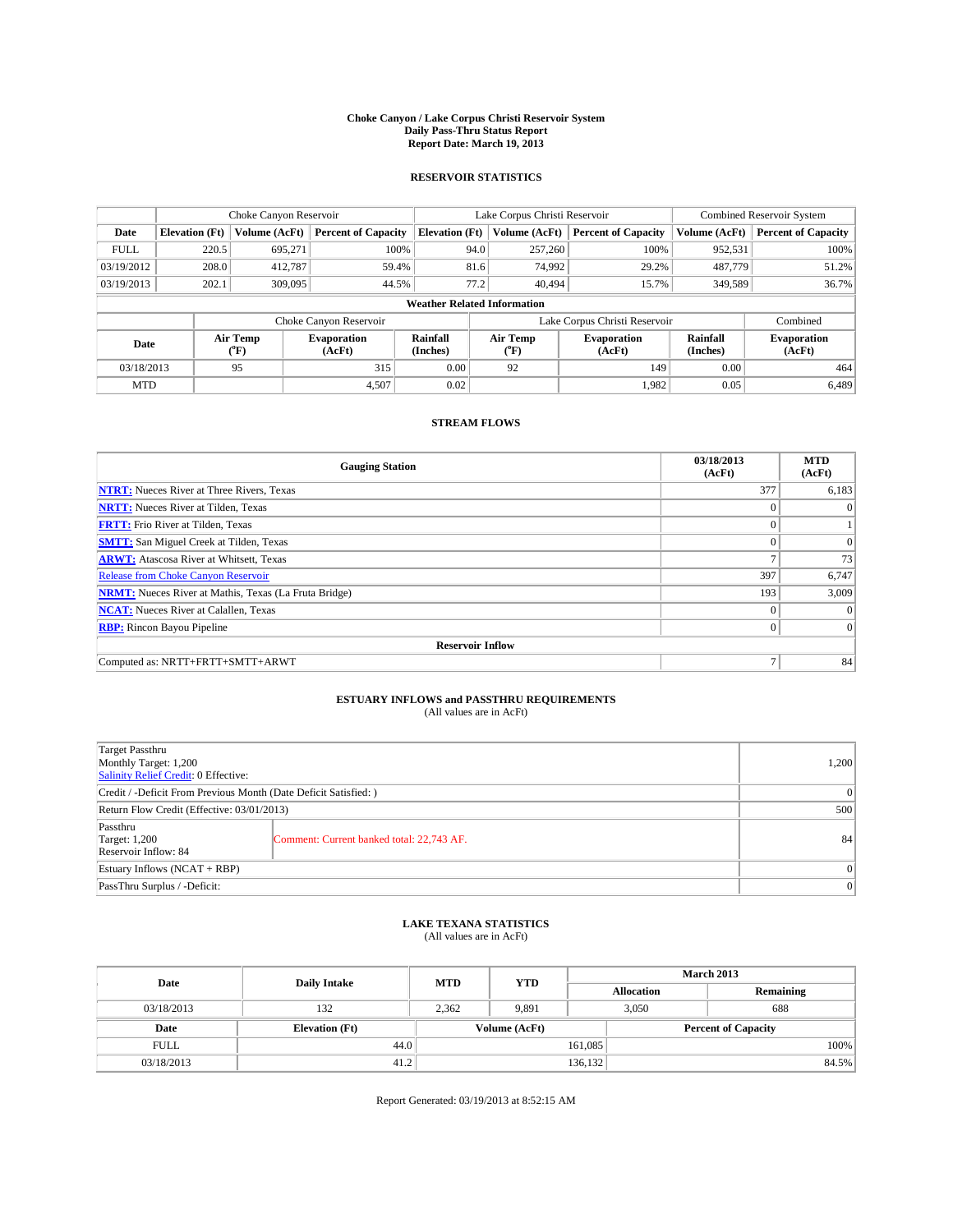# Choke Canyon / Lake Corpus Christi Reservoir System
## Daily Pass-Thru Status Report
## Report Date: March 19, 2013

### RESERVOIR STATISTICS

| | Choke Canyon Reservoir | | | Lake Corpus Christi Reservoir | | | Combined Reservoir System | |
|---|---|---|---|---|---|---|---|---|
| Date | Elevation (Ft) | Volume (AcFt) | Percent of Capacity | Elevation (Ft) | Volume (AcFt) | Percent of Capacity | Volume (AcFt) | Percent of Capacity |
| FULL | 220.5 | 695,271 | 100% | 94.0 | 257,260 | 100% | 952,531 | 100% |
| 03/19/2012 | 208.0 | 412,787 | 59.4% | 81.6 | 74,992 | 29.2% | 487,779 | 51.2% |
| 03/19/2013 | 202.1 | 309,095 | 44.5% | 77.2 | 40,494 | 15.7% | 349,589 | 36.7% |

**Weather Related Information**

| | Choke Canyon Reservoir | | | Lake Corpus Christi Reservoir | | | Combined |
|---|---|---|---|---|---|---|---|
| Date | Air Temp (°F) | Evaporation (AcFt) | Rainfall (Inches) | Air Temp (°F) | Evaporation (AcFt) | Rainfall (Inches) | Evaporation (AcFt) |
| 03/18/2013 | 95 | 315 | 0.00 | 92 | 149 | 0.00 | 464 |
| MTD | | 4,507 | 0.02 | | 1,982 | 0.05 | 6,489 |

### STREAM FLOWS

| Gauging Station | 03/18/2013 (AcFt) | MTD (AcFt) |
|---|---|---|
| NTRT: Nueces River at Three Rivers, Texas | 377 | 6,183 |
| NRTT: Nueces River at Tilden, Texas | 0 | 0 |
| FRTT: Frio River at Tilden, Texas | 0 | 1 |
| SMTT: San Miguel Creek at Tilden, Texas | 0 | 0 |
| ARWT: Atascosa River at Whitsett, Texas | 7 | 73 |
| Release from Choke Canyon Reservoir | 397 | 6,747 |
| NRMT: Nueces River at Mathis, Texas (La Fruta Bridge) | 193 | 3,009 |
| NCAT: Nueces River at Calallen, Texas | 0 | 0 |
| RBP: Rincon Bayou Pipeline | 0 | 0 |
| **Reservoir Inflow** | | |
| Computed as: NRTT+FRTT+SMTT+ARWT | 7 | 84 |

### ESTUARY INFLOWS and PASSTHRU REQUIREMENTS
(All values are in AcFt)

| | | |
|---|---|---|
| Target Passthru<br>Monthly Target: 1,200<br>Salinity Relief Credit: 0 Effective: | | 1,200 |
| Credit / -Deficit From Previous Month (Date Deficit Satisfied: ) | | 0 |
| Return Flow Credit (Effective: 03/01/2013) | | 500 |
| Passthru<br>Target: 1,200<br>Reservoir Inflow: 84 | Comment: Current banked total: 22,743 AF. | 84 |
| Estuary Inflows (NCAT + RBP) | | 0 |
| PassThru Surplus / -Deficit: | | 0 |

### LAKE TEXANA STATISTICS
(All values are in AcFt)

| Date | Daily Intake | MTD | YTD | March 2013 Allocation | March 2013 Remaining |
|---|---|---|---|---|---|
| 03/18/2013 | 132 | 2,362 | 9,891 | 3,050 | 688 |

| Date | Elevation (Ft) | Volume (AcFt) | Percent of Capacity |
|---|---|---|---|
| FULL | 44.0 | 161,085 | 100% |
| 03/18/2013 | 41.2 | 136,132 | 84.5% |

Report Generated: 03/19/2013 at 8:52:15 AM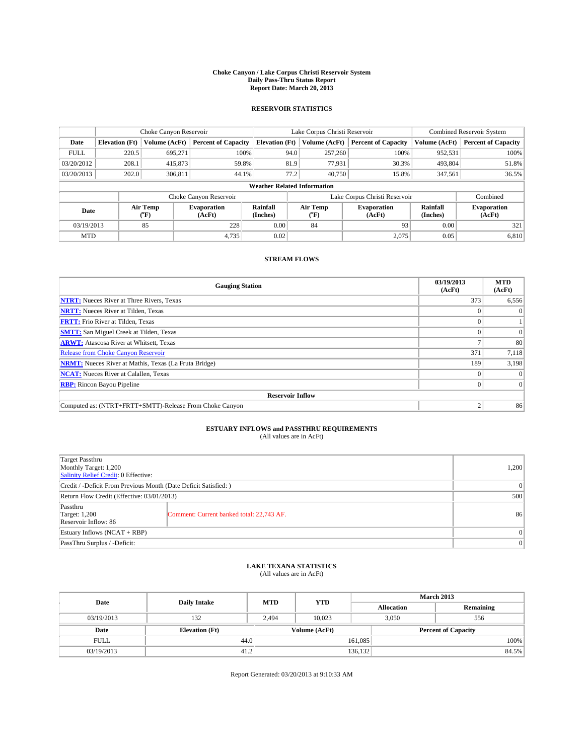**Choke Canyon / Lake Corpus Christi Reservoir System**
**Daily Pass-Thru Status Report**
**Report Date: March 20, 2013**

### RESERVOIR STATISTICS

| | Choke Canyon Reservoir | | | Lake Corpus Christi Reservoir | | | Combined Reservoir System | |
|---|---|---|---|---|---|---|---|---|
| **Date** | **Elevation (Ft)** | **Volume (AcFt)** | **Percent of Capacity** | **Elevation (Ft)** | **Volume (AcFt)** | **Percent of Capacity** | **Volume (AcFt)** | **Percent of Capacity** |
| FULL | 220.5 | 695,271 | 100% | 94.0 | 257,260 | 100% | 952,531 | 100% |
| 03/20/2012 | 208.1 | 415,873 | 59.8% | 81.9 | 77,931 | 30.3% | 493,804 | 51.8% |
| 03/20/2013 | 202.0 | 306,811 | 44.1% | 77.2 | 40,750 | 15.8% | 347,561 | 36.5% |

**Weather Related Information**

| | Choke Canyon Reservoir | | | Lake Corpus Christi Reservoir | | | Combined |
|---|---|---|---|---|---|---|---|
| **Date** | **Air Temp (°F)** | **Evaporation (AcFt)** | **Rainfall (Inches)** | **Air Temp (°F)** | **Evaporation (AcFt)** | **Rainfall (Inches)** | **Evaporation (AcFt)** |
| 03/19/2013 | 85 | 228 | 0.00 | 84 | 93 | 0.00 | 321 |
| MTD | | 4,735 | 0.02 | | 2,075 | 0.05 | 6,810 |

### STREAM FLOWS

| Gauging Station | 03/19/2013 (AcFt) | MTD (AcFt) |
|---|---|---|
| **NTRT:** Nueces River at Three Rivers, Texas | 373 | 6,556 |
| **NRTT:** Nueces River at Tilden, Texas | 0 | 0 |
| **FRTT:** Frio River at Tilden, Texas | 0 | 1 |
| **SMTT:** San Miguel Creek at Tilden, Texas | 0 | 0 |
| **ARWT:** Atascosa River at Whitsett, Texas | 7 | 80 |
| Release from Choke Canyon Reservoir | 371 | 7,118 |
| **NRMT:** Nueces River at Mathis, Texas (La Fruta Bridge) | 189 | 3,198 |
| **NCAT:** Nueces River at Calallen, Texas | 0 | 0 |
| **RBP:** Rincon Bayou Pipeline | 0 | 0 |
| **Reservoir Inflow** | | |
| Computed as: (NTRT+FRTT+SMTT)-Release From Choke Canyon | 2 | 86 |

### ESTUARY INFLOWS and PASSTHRU REQUIREMENTS
(All values are in AcFt)

| | | |
|---|---|---|
| Target Passthru<br>Monthly Target: 1,200<br>Salinity Relief Credit: 0 Effective: | | 1,200 |
| Credit / -Deficit From Previous Month (Date Deficit Satisfied: ) | | 0 |
| Return Flow Credit (Effective: 03/01/2013) | | 500 |
| Passthru<br>Target: 1,200<br>Reservoir Inflow: 86 | Comment: Current banked total: 22,743 AF. | 86 |
| Estuary Inflows (NCAT + RBP) | | 0 |
| PassThru Surplus / -Deficit: | | 0 |

### LAKE TEXANA STATISTICS
(All values are in AcFt)

| Date | Daily Intake | MTD | YTD | March 2013 Allocation | March 2013 Remaining |
|---|---|---|---|---|---|
| 03/19/2013 | 132 | 2,494 | 10,023 | 3,050 | 556 |

| Date | Elevation (Ft) | Volume (AcFt) | Percent of Capacity |
|---|---|---|---|
| FULL | 44.0 | 161,085 | 100% |
| 03/19/2013 | 41.2 | 136,132 | 84.5% |

Report Generated: 03/20/2013 at 9:10:33 AM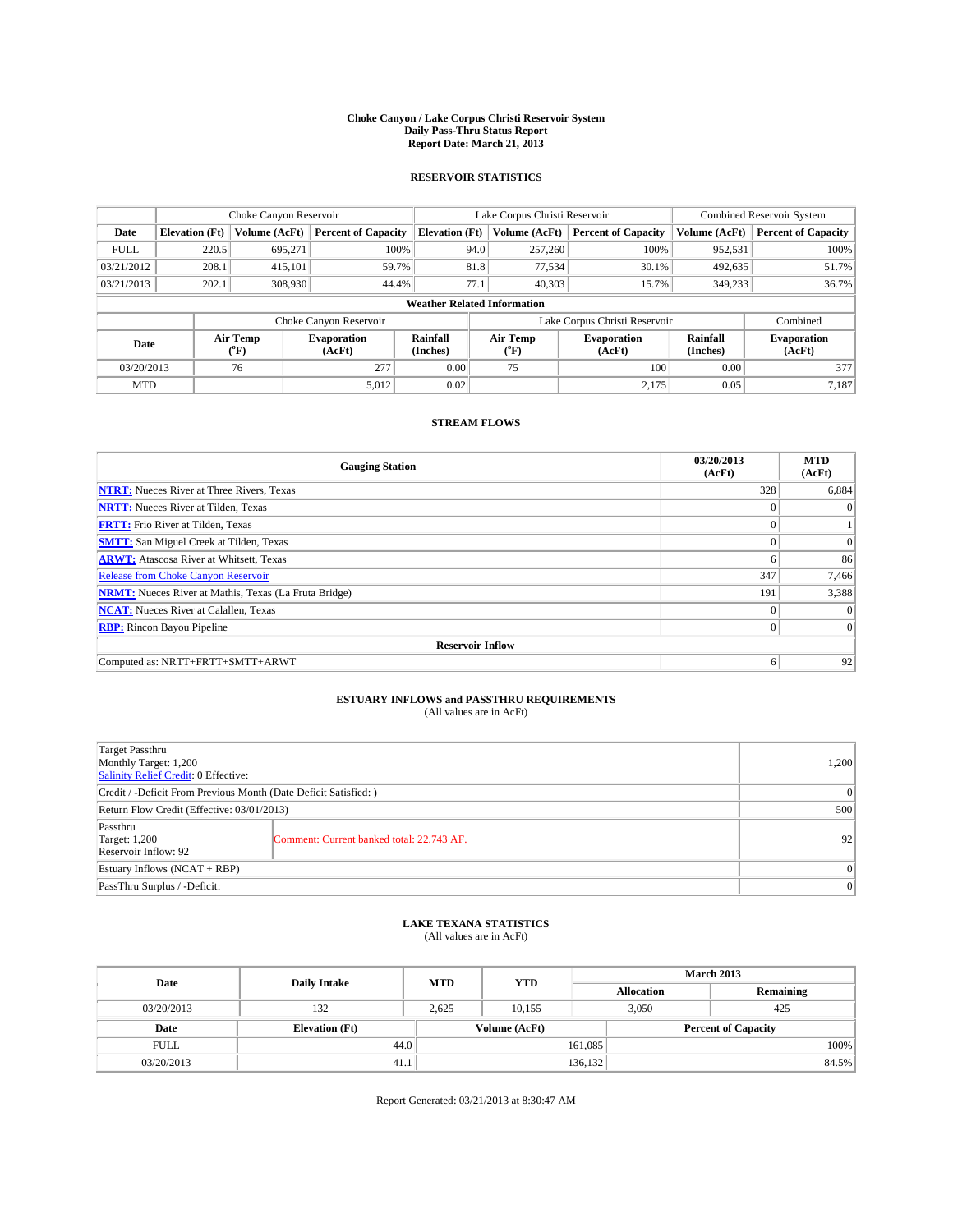# Choke Canyon / Lake Corpus Christi Reservoir System
## Daily Pass-Thru Status Report
## Report Date: March 21, 2013

### RESERVOIR STATISTICS

| | Choke Canyon Reservoir | | | Lake Corpus Christi Reservoir | | | Combined Reservoir System | |
|---|---|---|---|---|---|---|---|---|
| Date | Elevation (Ft) | Volume (AcFt) | Percent of Capacity | Elevation (Ft) | Volume (AcFt) | Percent of Capacity | Volume (AcFt) | Percent of Capacity |
| FULL | 220.5 | 695,271 | 100% | 94.0 | 257,260 | 100% | 952,531 | 100% |
| 03/21/2012 | 208.1 | 415,101 | 59.7% | 81.8 | 77,534 | 30.1% | 492,635 | 51.7% |
| 03/21/2013 | 202.1 | 308,930 | 44.4% | 77.1 | 40,303 | 15.7% | 349,233 | 36.7% |

**Weather Related Information**

| | Choke Canyon Reservoir | | | Lake Corpus Christi Reservoir | | | Combined |
|---|---|---|---|---|---|---|---|
| Date | Air Temp (°F) | Evaporation (AcFt) | Rainfall (Inches) | Air Temp (°F) | Evaporation (AcFt) | Rainfall (Inches) | Evaporation (AcFt) |
| 03/20/2013 | 76 | 277 | 0.00 | 75 | 100 | 0.00 | 377 |
| MTD | | 5,012 | 0.02 | | 2,175 | 0.05 | 7,187 |

### STREAM FLOWS

| Gauging Station | 03/20/2013 (AcFt) | MTD (AcFt) |
|---|---|---|
| **NTRT:** Nueces River at Three Rivers, Texas | 328 | 6,884 |
| **NRTT:** Nueces River at Tilden, Texas | 0 | 0 |
| **FRTT:** Frio River at Tilden, Texas | 0 | 1 |
| **SMTT:** San Miguel Creek at Tilden, Texas | 0 | 0 |
| **ARWT:** Atascosa River at Whitsett, Texas | 6 | 86 |
| Release from Choke Canyon Reservoir | 347 | 7,466 |
| **NRMT:** Nueces River at Mathis, Texas (La Fruta Bridge) | 191 | 3,388 |
| **NCAT:** Nueces River at Calallen, Texas | 0 | 0 |
| **RBP:** Rincon Bayou Pipeline | 0 | 0 |
| **Reservoir Inflow** | | |
| Computed as: NRTT+FRTT+SMTT+ARWT | 6 | 92 |

### ESTUARY INFLOWS and PASSTHRU REQUIREMENTS
(All values are in AcFt)

| | | |
|---|---|---|
| Target Passthru<br>Monthly Target: 1,200<br>Salinity Relief Credit: 0 Effective: | | 1,200 |
| Credit / -Deficit From Previous Month (Date Deficit Satisfied: ) | | 0 |
| Return Flow Credit (Effective: 03/01/2013) | | 500 |
| Passthru<br>Target: 1,200<br>Reservoir Inflow: 92 | Comment: Current banked total: 22,743 AF. | 92 |
| Estuary Inflows (NCAT + RBP) | | 0 |
| PassThru Surplus / -Deficit: | | 0 |

### LAKE TEXANA STATISTICS
(All values are in AcFt)

| Date | Daily Intake | MTD | YTD | March 2013 Allocation | March 2013 Remaining |
|---|---|---|---|---|---|
| 03/20/2013 | 132 | 2,625 | 10,155 | 3,050 | 425 |

| Date | Elevation (Ft) | Volume (AcFt) | Percent of Capacity |
|---|---|---|---|
| FULL | 44.0 | 161,085 | 100% |
| 03/20/2013 | 41.1 | 136,132 | 84.5% |

Report Generated: 03/21/2013 at 8:30:47 AM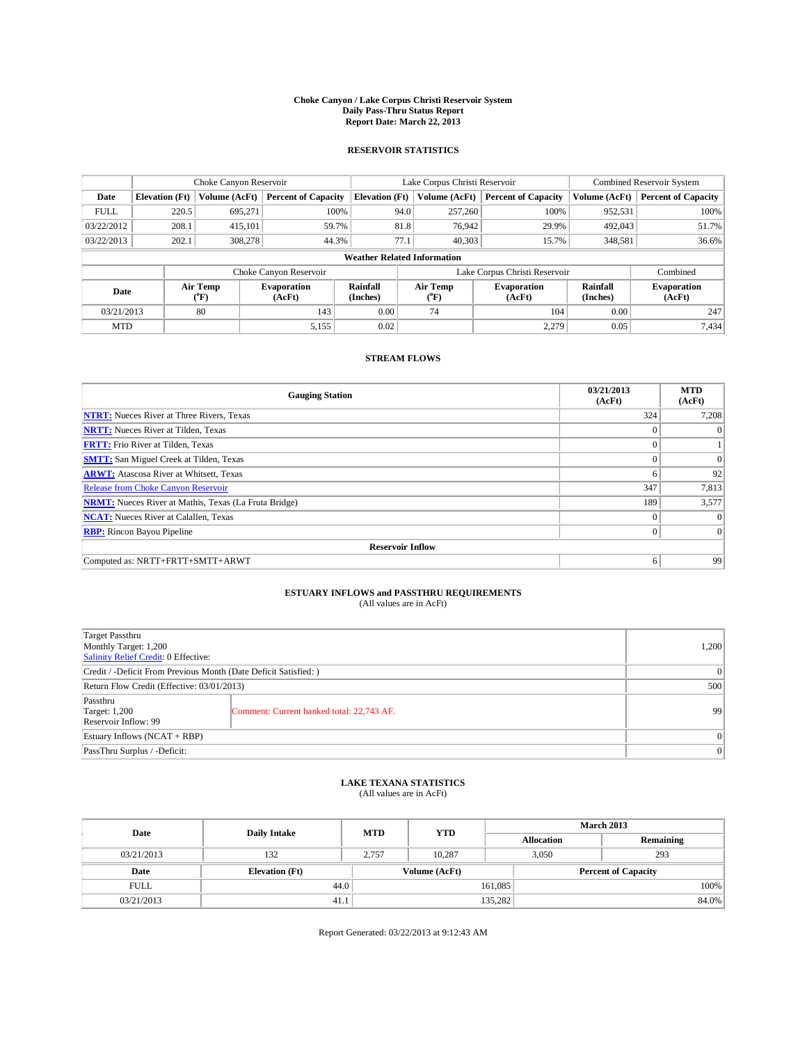# Choke Canyon / Lake Corpus Christi Reservoir System
## Daily Pass-Thru Status Report
### Report Date: March 22, 2013

## RESERVOIR STATISTICS

| | Choke Canyon Reservoir | | | Lake Corpus Christi Reservoir | | | Combined Reservoir System | |
|---|---|---|---|---|---|---|---|---|
| Date | Elevation (Ft) | Volume (AcFt) | Percent of Capacity | Elevation (Ft) | Volume (AcFt) | Percent of Capacity | Volume (AcFt) | Percent of Capacity |
| FULL | 220.5 | 695,271 | 100% | 94.0 | 257,260 | 100% | 952,531 | 100% |
| 03/22/2012 | 208.1 | 415,101 | 59.7% | 81.8 | 76,942 | 29.9% | 492,043 | 51.7% |
| 03/22/2013 | 202.1 | 308,278 | 44.3% | 77.1 | 40,303 | 15.7% | 348,581 | 36.6% |

**Weather Related Information**

| | Choke Canyon Reservoir | | | Lake Corpus Christi Reservoir | | | Combined |
|---|---|---|---|---|---|---|---|
| Date | Air Temp (°F) | Evaporation (AcFt) | Rainfall (Inches) | Air Temp (°F) | Evaporation (AcFt) | Rainfall (Inches) | Evaporation (AcFt) |
| 03/21/2013 | 80 | 143 | 0.00 | 74 | 104 | 0.00 | 247 |
| MTD | | 5,155 | 0.02 | | 2,279 | 0.05 | 7,434 |

## STREAM FLOWS

| Gauging Station | 03/21/2013 (AcFt) | MTD (AcFt) |
|---|---|---|
| **NTRT:** Nueces River at Three Rivers, Texas | 324 | 7,208 |
| **NRTT:** Nueces River at Tilden, Texas | 0 | 0 |
| **FRTT:** Frio River at Tilden, Texas | 0 | 1 |
| **SMTT:** San Miguel Creek at Tilden, Texas | 0 | 0 |
| **ARWT:** Atascosa River at Whitsett, Texas | 6 | 92 |
| Release from Choke Canyon Reservoir | 347 | 7,813 |
| **NRMT:** Nueces River at Mathis, Texas (La Fruta Bridge) | 189 | 3,577 |
| **NCAT:** Nueces River at Calallen, Texas | 0 | 0 |
| **RBP:** Rincon Bayou Pipeline | 0 | 0 |
| **Reservoir Inflow** | | |
| Computed as: NRTT+FRTT+SMTT+ARWT | 6 | 99 |

## ESTUARY INFLOWS and PASSTHRU REQUIREMENTS
(All values are in AcFt)

| | | |
|---|---|---|
| Target Passthru<br>Monthly Target: 1,200<br>Salinity Relief Credit: 0 Effective: | | 1,200 |
| Credit / -Deficit From Previous Month (Date Deficit Satisfied: ) | | 0 |
| Return Flow Credit (Effective: 03/01/2013) | | 500 |
| Passthru<br>Target: 1,200<br>Reservoir Inflow: 99 | Comment: Current banked total: 22,743 AF. | 99 |
| Estuary Inflows (NCAT + RBP) | | 0 |
| PassThru Surplus / -Deficit: | | 0 |

## LAKE TEXANA STATISTICS
(All values are in AcFt)

| Date | Daily Intake | MTD | YTD | March 2013 Allocation | March 2013 Remaining |
|---|---|---|---|---|---|
| 03/21/2013 | 132 | 2,757 | 10,287 | 3,050 | 293 |

| Date | Elevation (Ft) | Volume (AcFt) | Percent of Capacity |
|---|---|---|---|
| FULL | 44.0 | 161,085 | 100% |
| 03/21/2013 | 41.1 | 135,282 | 84.0% |

Report Generated: 03/22/2013 at 9:12:43 AM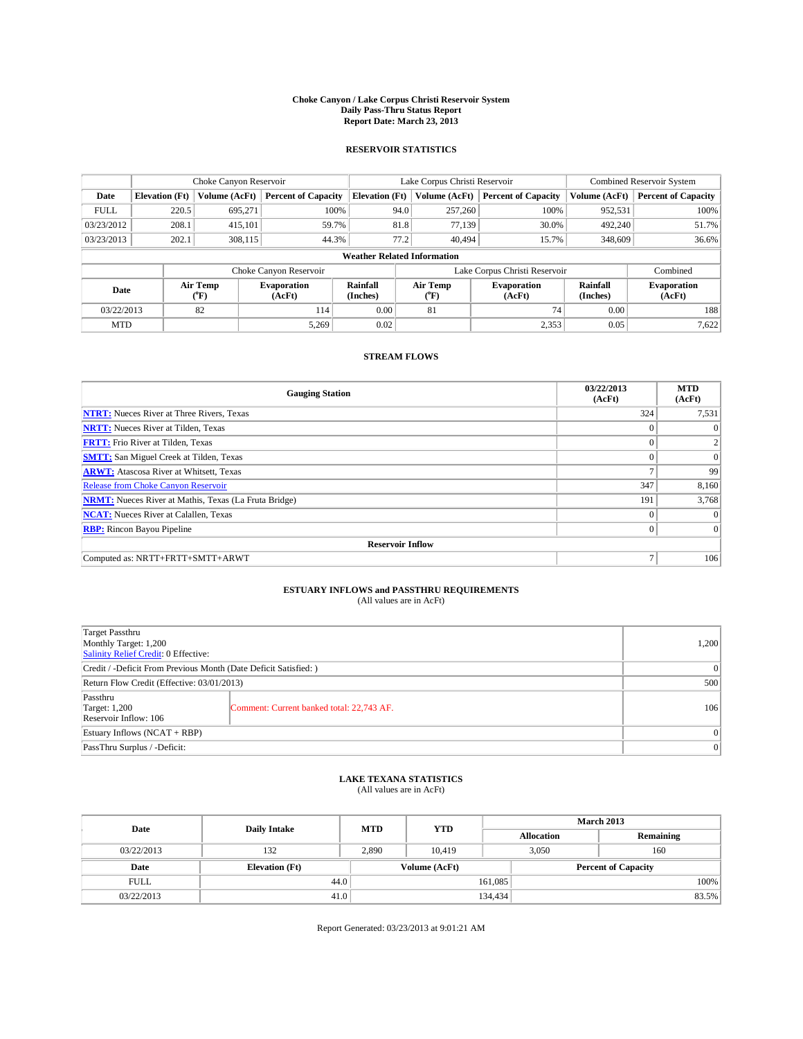# Choke Canyon / Lake Corpus Christi Reservoir System
## Daily Pass-Thru Status Report
## Report Date: March 23, 2013

### RESERVOIR STATISTICS

| | Choke Canyon Reservoir | | | Lake Corpus Christi Reservoir | | | Combined Reservoir System | |
|---|---|---|---|---|---|---|---|---|
| Date | Elevation (Ft) | Volume (AcFt) | Percent of Capacity | Elevation (Ft) | Volume (AcFt) | Percent of Capacity | Volume (AcFt) | Percent of Capacity |
| FULL | 220.5 | 695,271 | 100% | 94.0 | 257,260 | 100% | 952,531 | 100% |
| 03/23/2012 | 208.1 | 415,101 | 59.7% | 81.8 | 77,139 | 30.0% | 492,240 | 51.7% |
| 03/23/2013 | 202.1 | 308,115 | 44.3% | 77.2 | 40,494 | 15.7% | 348,609 | 36.6% |

**Weather Related Information**

| | Choke Canyon Reservoir | | | Lake Corpus Christi Reservoir | | | Combined |
|---|---|---|---|---|---|---|---|
| Date | Air Temp (°F) | Evaporation (AcFt) | Rainfall (Inches) | Air Temp (°F) | Evaporation (AcFt) | Rainfall (Inches) | Evaporation (AcFt) |
| 03/22/2013 | 82 | 114 | 0.00 | 81 | 74 | 0.00 | 188 |
| MTD | | 5,269 | 0.02 | | 2,353 | 0.05 | 7,622 |

### STREAM FLOWS

| Gauging Station | 03/22/2013 (AcFt) | MTD (AcFt) |
|---|---|---|
| NTRT: Nueces River at Three Rivers, Texas | 324 | 7,531 |
| NRTT: Nueces River at Tilden, Texas | 0 | 0 |
| FRTT: Frio River at Tilden, Texas | 0 | 2 |
| SMTT: San Miguel Creek at Tilden, Texas | 0 | 0 |
| ARWT: Atascosa River at Whitsett, Texas | 7 | 99 |
| Release from Choke Canyon Reservoir | 347 | 8,160 |
| NRMT: Nueces River at Mathis, Texas (La Fruta Bridge) | 191 | 3,768 |
| NCAT: Nueces River at Calallen, Texas | 0 | 0 |
| RBP: Rincon Bayou Pipeline | 0 | 0 |
| **Reservoir Inflow** | | |
| Computed as: NRTT+FRTT+SMTT+ARWT | 7 | 106 |

### ESTUARY INFLOWS and PASSTHRU REQUIREMENTS
(All values are in AcFt)

| | | |
|---|---|---|
| Target Passthru<br>Monthly Target: 1,200<br>Salinity Relief Credit: 0 Effective: | | 1,200 |
| Credit / -Deficit From Previous Month (Date Deficit Satisfied: ) | | 0 |
| Return Flow Credit (Effective: 03/01/2013) | | 500 |
| Passthru<br>Target: 1,200<br>Reservoir Inflow: 106 | Comment: Current banked total: 22,743 AF. | 106 |
| Estuary Inflows (NCAT + RBP) | | 0 |
| PassThru Surplus / -Deficit: | | 0 |

### LAKE TEXANA STATISTICS
(All values are in AcFt)

| Date | Daily Intake | MTD | YTD | March 2013 Allocation | March 2013 Remaining |
|---|---|---|---|---|---|
| 03/22/2013 | 132 | 2,890 | 10,419 | 3,050 | 160 |

| Date | Elevation (Ft) | Volume (AcFt) | Percent of Capacity |
|---|---|---|---|
| FULL | 44.0 | 161,085 | 100% |
| 03/22/2013 | 41.0 | 134,434 | 83.5% |

Report Generated: 03/23/2013 at 9:01:21 AM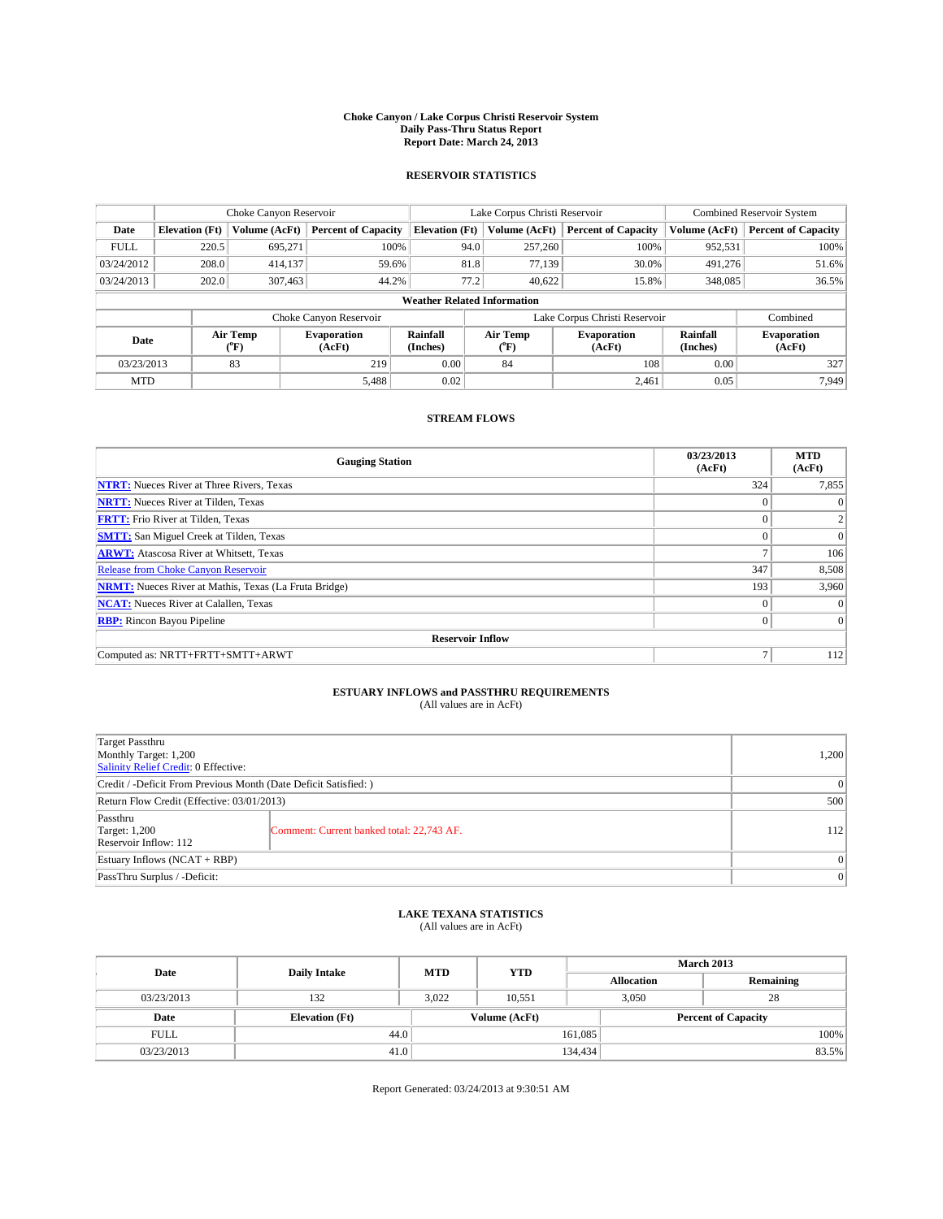# Choke Canyon / Lake Corpus Christi Reservoir System
## Daily Pass-Thru Status Report
## Report Date: March 24, 2013

### RESERVOIR STATISTICS

| | Choke Canyon Reservoir | | | Lake Corpus Christi Reservoir | | | Combined Reservoir System | |
|---|---|---|---|---|---|---|---|---|
| Date | Elevation (Ft) | Volume (AcFt) | Percent of Capacity | Elevation (Ft) | Volume (AcFt) | Percent of Capacity | Volume (AcFt) | Percent of Capacity |
| FULL | 220.5 | 695,271 | 100% | 94.0 | 257,260 | 100% | 952,531 | 100% |
| 03/24/2012 | 208.0 | 414,137 | 59.6% | 81.8 | 77,139 | 30.0% | 491,276 | 51.6% |
| 03/24/2013 | 202.0 | 307,463 | 44.2% | 77.2 | 40,622 | 15.8% | 348,085 | 36.5% |

**Weather Related Information**

| | Choke Canyon Reservoir | | | Lake Corpus Christi Reservoir | | | Combined |
|---|---|---|---|---|---|---|---|
| Date | Air Temp (°F) | Evaporation (AcFt) | Rainfall (Inches) | Air Temp (°F) | Evaporation (AcFt) | Rainfall (Inches) | Evaporation (AcFt) |
| 03/23/2013 | 83 | 219 | 0.00 | 84 | 108 | 0.00 | 327 |
| MTD | | 5,488 | 0.02 | | 2,461 | 0.05 | 7,949 |

### STREAM FLOWS

| Gauging Station | 03/23/2013 (AcFt) | MTD (AcFt) |
|---|---|---|
| NTRT: Nueces River at Three Rivers, Texas | 324 | 7,855 |
| NRTT: Nueces River at Tilden, Texas | 0 | 0 |
| FRTT: Frio River at Tilden, Texas | 0 | 2 |
| SMTT: San Miguel Creek at Tilden, Texas | 0 | 0 |
| ARWT: Atascosa River at Whitsett, Texas | 7 | 106 |
| Release from Choke Canyon Reservoir | 347 | 8,508 |
| NRMT: Nueces River at Mathis, Texas (La Fruta Bridge) | 193 | 3,960 |
| NCAT: Nueces River at Calallen, Texas | 0 | 0 |
| RBP: Rincon Bayou Pipeline | 0 | 0 |
| **Reservoir Inflow** | | |
| Computed as: NRTT+FRTT+SMTT+ARWT | 7 | 112 |

### ESTUARY INFLOWS and PASSTHRU REQUIREMENTS
(All values are in AcFt)

| | | |
|---|---|---|
| Target Passthru<br>Monthly Target: 1,200<br>Salinity Relief Credit: 0 Effective: | | 1,200 |
| Credit / -Deficit From Previous Month (Date Deficit Satisfied: ) | | 0 |
| Return Flow Credit (Effective: 03/01/2013) | | 500 |
| Passthru<br>Target: 1,200<br>Reservoir Inflow: 112 | Comment: Current banked total: 22,743 AF. | 112 |
| Estuary Inflows (NCAT + RBP) | | 0 |
| PassThru Surplus / -Deficit: | | 0 |

### LAKE TEXANA STATISTICS
(All values are in AcFt)

| Date | Daily Intake | MTD | YTD | March 2013 Allocation | March 2013 Remaining |
|---|---|---|---|---|---|
| 03/23/2013 | 132 | 3,022 | 10,551 | 3,050 | 28 |

| Date | Elevation (Ft) | Volume (AcFt) | Percent of Capacity |
|---|---|---|---|
| FULL | 44.0 | 161,085 | 100% |
| 03/23/2013 | 41.0 | 134,434 | 83.5% |

Report Generated: 03/24/2013 at 9:30:51 AM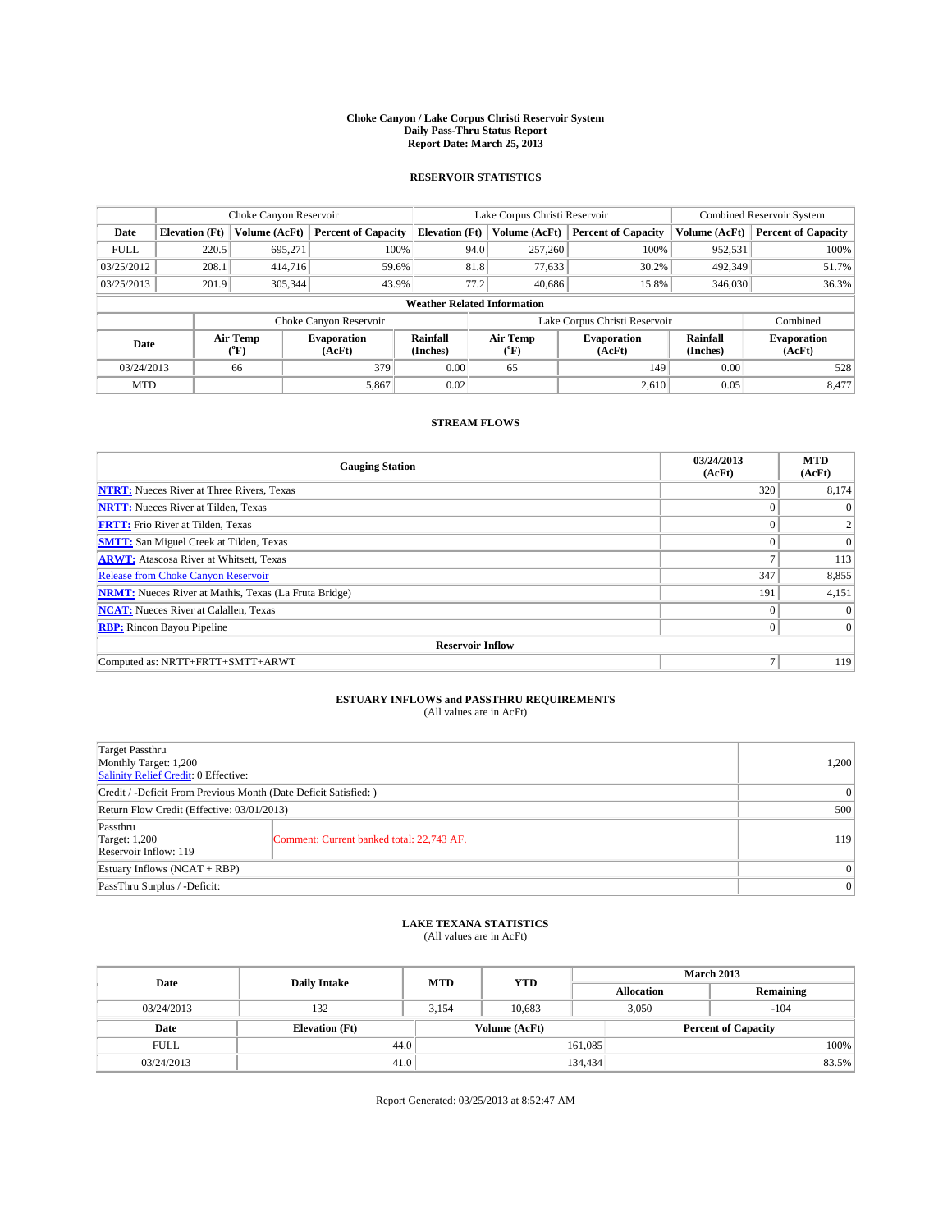# Choke Canyon / Lake Corpus Christi Reservoir System
## Daily Pass-Thru Status Report
## Report Date: March 25, 2013

### RESERVOIR STATISTICS

| | Choke Canyon Reservoir | | | Lake Corpus Christi Reservoir | | | Combined Reservoir System | |
|---|---|---|---|---|---|---|---|---|
| Date | Elevation (Ft) | Volume (AcFt) | Percent of Capacity | Elevation (Ft) | Volume (AcFt) | Percent of Capacity | Volume (AcFt) | Percent of Capacity |
| FULL | 220.5 | 695,271 | 100% | 94.0 | 257,260 | 100% | 952,531 | 100% |
| 03/25/2012 | 208.1 | 414,716 | 59.6% | 81.8 | 77,633 | 30.2% | 492,349 | 51.7% |
| 03/25/2013 | 201.9 | 305,344 | 43.9% | 77.2 | 40,686 | 15.8% | 346,030 | 36.3% |

**Weather Related Information**

| | Choke Canyon Reservoir | | | Lake Corpus Christi Reservoir | | | Combined |
|---|---|---|---|---|---|---|---|
| Date | Air Temp (°F) | Evaporation (AcFt) | Rainfall (Inches) | Air Temp (°F) | Evaporation (AcFt) | Rainfall (Inches) | Evaporation (AcFt) |
| 03/24/2013 | 66 | 379 | 0.00 | 65 | 149 | 0.00 | 528 |
| MTD | | 5,867 | 0.02 | | 2,610 | 0.05 | 8,477 |

### STREAM FLOWS

| Gauging Station | 03/24/2013 (AcFt) | MTD (AcFt) |
|---|---|---|
| **NTRT:** Nueces River at Three Rivers, Texas | 320 | 8,174 |
| **NRTT:** Nueces River at Tilden, Texas | 0 | 0 |
| **FRTT:** Frio River at Tilden, Texas | 0 | 2 |
| **SMTT:** San Miguel Creek at Tilden, Texas | 0 | 0 |
| **ARWT:** Atascosa River at Whitsett, Texas | 7 | 113 |
| Release from Choke Canyon Reservoir | 347 | 8,855 |
| **NRMT:** Nueces River at Mathis, Texas (La Fruta Bridge) | 191 | 4,151 |
| **NCAT:** Nueces River at Calallen, Texas | 0 | 0 |
| **RBP:** Rincon Bayou Pipeline | 0 | 0 |
| **Reservoir Inflow** | | |
| Computed as: NRTT+FRTT+SMTT+ARWT | 7 | 119 |

### ESTUARY INFLOWS and PASSTHRU REQUIREMENTS
(All values are in AcFt)

| | | |
|---|---|---|
| Target Passthru<br>Monthly Target: 1,200<br>Salinity Relief Credit: 0 Effective: | | 1,200 |
| Credit / -Deficit From Previous Month (Date Deficit Satisfied: ) | | 0 |
| Return Flow Credit (Effective: 03/01/2013) | | 500 |
| Passthru<br>Target: 1,200<br>Reservoir Inflow: 119 | Comment: Current banked total: 22,743 AF. | 119 |
| Estuary Inflows (NCAT + RBP) | | 0 |
| PassThru Surplus / -Deficit: | | 0 |

### LAKE TEXANA STATISTICS
(All values are in AcFt)

| Date | Daily Intake | MTD | YTD | March 2013 Allocation | March 2013 Remaining |
|---|---|---|---|---|---|
| 03/24/2013 | 132 | 3,154 | 10,683 | 3,050 | -104 |

| Date | Elevation (Ft) | Volume (AcFt) | Percent of Capacity |
|---|---|---|---|
| FULL | 44.0 | 161,085 | 100% |
| 03/24/2013 | 41.0 | 134,434 | 83.5% |

Report Generated: 03/25/2013 at 8:52:47 AM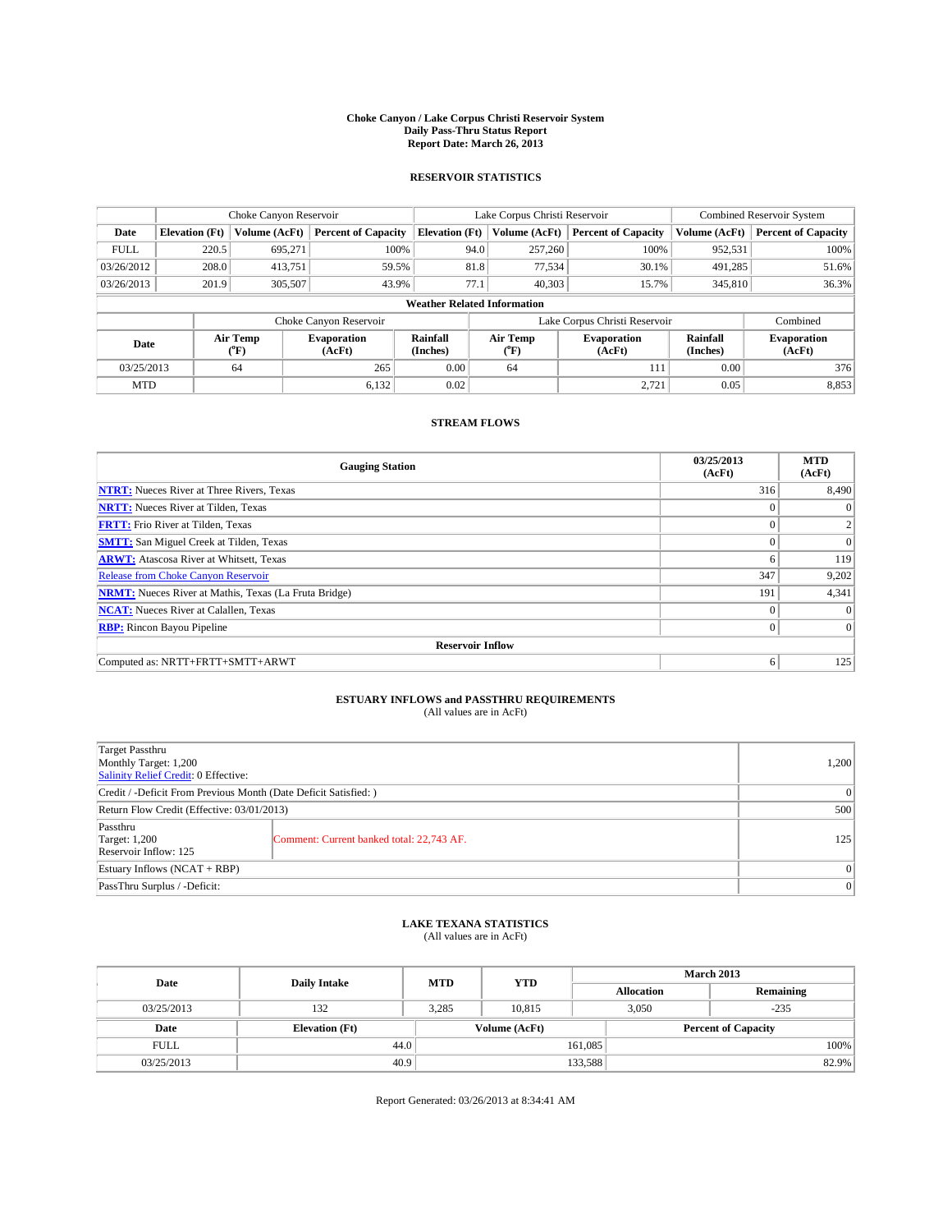**Choke Canyon / Lake Corpus Christi Reservoir System**
**Daily Pass-Thru Status Report**
**Report Date: March 26, 2013**

## RESERVOIR STATISTICS

| | Choke Canyon Reservoir | | | Lake Corpus Christi Reservoir | | | Combined Reservoir System | |
|---|---|---|---|---|---|---|---|---|
| Date | Elevation (Ft) | Volume (AcFt) | Percent of Capacity | Elevation (Ft) | Volume (AcFt) | Percent of Capacity | Volume (AcFt) | Percent of Capacity |
| FULL | 220.5 | 695,271 | 100% | 94.0 | 257,260 | 100% | 952,531 | 100% |
| 03/26/2012 | 208.0 | 413,751 | 59.5% | 81.8 | 77,534 | 30.1% | 491,285 | 51.6% |
| 03/26/2013 | 201.9 | 305,507 | 43.9% | 77.1 | 40,303 | 15.7% | 345,810 | 36.3% |

**Weather Related Information**

| | Choke Canyon Reservoir | | | Lake Corpus Christi Reservoir | | | Combined |
|---|---|---|---|---|---|---|---|
| Date | Air Temp (°F) | Evaporation (AcFt) | Rainfall (Inches) | Air Temp (°F) | Evaporation (AcFt) | Rainfall (Inches) | Evaporation (AcFt) |
| 03/25/2013 | 64 | 265 | 0.00 | 64 | 111 | 0.00 | 376 |
| MTD | | 6,132 | 0.02 | | 2,721 | 0.05 | 8,853 |

## STREAM FLOWS

| Gauging Station | 03/25/2013 (AcFt) | MTD (AcFt) |
|---|---|---|
| **NTRT:** Nueces River at Three Rivers, Texas | 316 | 8,490 |
| **NRTT:** Nueces River at Tilden, Texas | 0 | 0 |
| **FRTT:** Frio River at Tilden, Texas | 0 | 2 |
| **SMTT:** San Miguel Creek at Tilden, Texas | 0 | 0 |
| **ARWT:** Atascosa River at Whitsett, Texas | 6 | 119 |
| Release from Choke Canyon Reservoir | 347 | 9,202 |
| **NRMT:** Nueces River at Mathis, Texas (La Fruta Bridge) | 191 | 4,341 |
| **NCAT:** Nueces River at Calallen, Texas | 0 | 0 |
| **RBP:** Rincon Bayou Pipeline | 0 | 0 |
| **Reservoir Inflow** | | |
| Computed as: NRTT+FRTT+SMTT+ARWT | 6 | 125 |

## ESTUARY INFLOWS and PASSTHRU REQUIREMENTS

(All values are in AcFt)

| | | |
|---|---|---|
| Target Passthru<br>Monthly Target: 1,200<br>Salinity Relief Credit: 0 Effective: | | 1,200 |
| Credit / -Deficit From Previous Month (Date Deficit Satisfied: ) | | 0 |
| Return Flow Credit (Effective: 03/01/2013) | | 500 |
| Passthru<br>Target: 1,200<br>Reservoir Inflow: 125 | Comment: Current banked total: 22,743 AF. | 125 |
| Estuary Inflows (NCAT + RBP) | | 0 |
| PassThru Surplus / -Deficit: | | 0 |

## LAKE TEXANA STATISTICS

(All values are in AcFt)

| Date | Daily Intake | MTD | YTD | March 2013 Allocation | March 2013 Remaining |
|---|---|---|---|---|---|
| 03/25/2013 | 132 | 3,285 | 10,815 | 3,050 | -235 |

| Date | Elevation (Ft) | Volume (AcFt) | Percent of Capacity |
|---|---|---|---|
| FULL | 44.0 | 161,085 | 100% |
| 03/25/2013 | 40.9 | 133,588 | 82.9% |

Report Generated: 03/26/2013 at 8:34:41 AM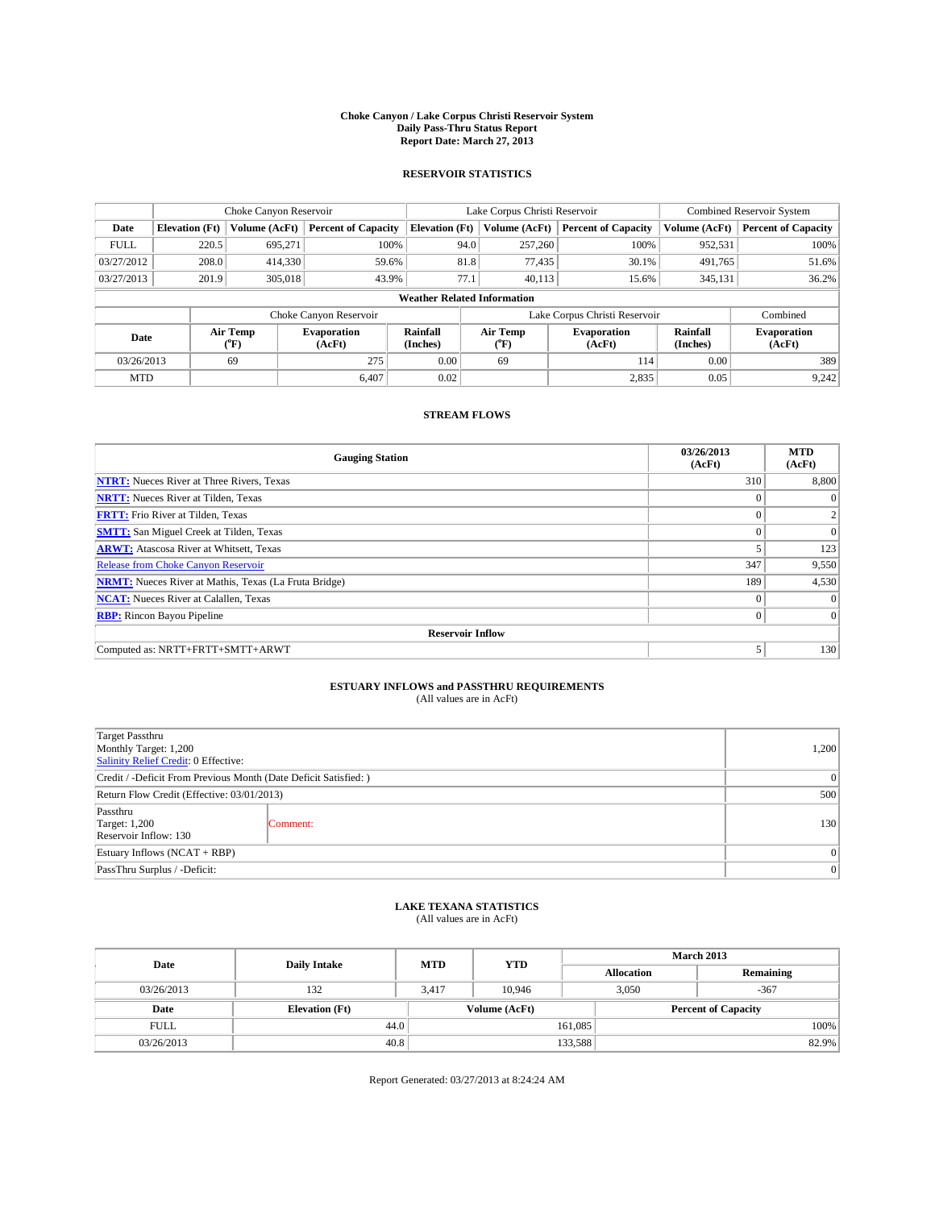# Choke Canyon / Lake Corpus Christi Reservoir System
## Daily Pass-Thru Status Report
## Report Date: March 27, 2013

### RESERVOIR STATISTICS

| | Choke Canyon Reservoir | | | Lake Corpus Christi Reservoir | | | Combined Reservoir System | |
|---|---|---|---|---|---|---|---|---|
| Date | Elevation (Ft) | Volume (AcFt) | Percent of Capacity | Elevation (Ft) | Volume (AcFt) | Percent of Capacity | Volume (AcFt) | Percent of Capacity |
| FULL | 220.5 | 695,271 | 100% | 94.0 | 257,260 | 100% | 952,531 | 100% |
| 03/27/2012 | 208.0 | 414,330 | 59.6% | 81.8 | 77,435 | 30.1% | 491,765 | 51.6% |
| 03/27/2013 | 201.9 | 305,018 | 43.9% | 77.1 | 40,113 | 15.6% | 345,131 | 36.2% |

**Weather Related Information**

| | Choke Canyon Reservoir | | | Lake Corpus Christi Reservoir | | | Combined |
|---|---|---|---|---|---|---|---|
| Date | Air Temp (°F) | Evaporation (AcFt) | Rainfall (Inches) | Air Temp (°F) | Evaporation (AcFt) | Rainfall (Inches) | Evaporation (AcFt) |
| 03/26/2013 | 69 | 275 | 0.00 | 69 | 114 | 0.00 | 389 |
| MTD | | 6,407 | 0.02 | | 2,835 | 0.05 | 9,242 |

### STREAM FLOWS

| Gauging Station | 03/26/2013 (AcFt) | MTD (AcFt) |
|---|---|---|
| NTRT: Nueces River at Three Rivers, Texas | 310 | 8,800 |
| NRTT: Nueces River at Tilden, Texas | 0 | 0 |
| FRTT: Frio River at Tilden, Texas | 0 | 2 |
| SMTT: San Miguel Creek at Tilden, Texas | 0 | 0 |
| ARWT: Atascosa River at Whitsett, Texas | 5 | 123 |
| Release from Choke Canyon Reservoir | 347 | 9,550 |
| NRMT: Nueces River at Mathis, Texas (La Fruta Bridge) | 189 | 4,530 |
| NCAT: Nueces River at Calallen, Texas | 0 | 0 |
| RBP: Rincon Bayou Pipeline | 0 | 0 |
| **Reservoir Inflow** | | |
| Computed as: NRTT+FRTT+SMTT+ARWT | 5 | 130 |

### ESTUARY INFLOWS and PASSTHRU REQUIREMENTS
(All values are in AcFt)

| | | |
|---|---|---|
| Target Passthru<br>Monthly Target: 1,200<br>Salinity Relief Credit: 0 Effective: | | 1,200 |
| Credit / -Deficit From Previous Month (Date Deficit Satisfied: ) | | 0 |
| Return Flow Credit (Effective: 03/01/2013) | | 500 |
| Passthru<br>Target: 1,200<br>Reservoir Inflow: 130 | Comment: | 130 |
| Estuary Inflows (NCAT + RBP) | | 0 |
| PassThru Surplus / -Deficit: | | 0 |

### LAKE TEXANA STATISTICS
(All values are in AcFt)

| Date | Daily Intake | MTD | YTD | March 2013 Allocation | March 2013 Remaining |
|---|---|---|---|---|---|
| 03/26/2013 | 132 | 3,417 | 10,946 | 3,050 | -367 |

| Date | Elevation (Ft) | Volume (AcFt) | Percent of Capacity |
|---|---|---|---|
| FULL | 44.0 | 161,085 | 100% |
| 03/26/2013 | 40.8 | 133,588 | 82.9% |

Report Generated: 03/27/2013 at 8:24:24 AM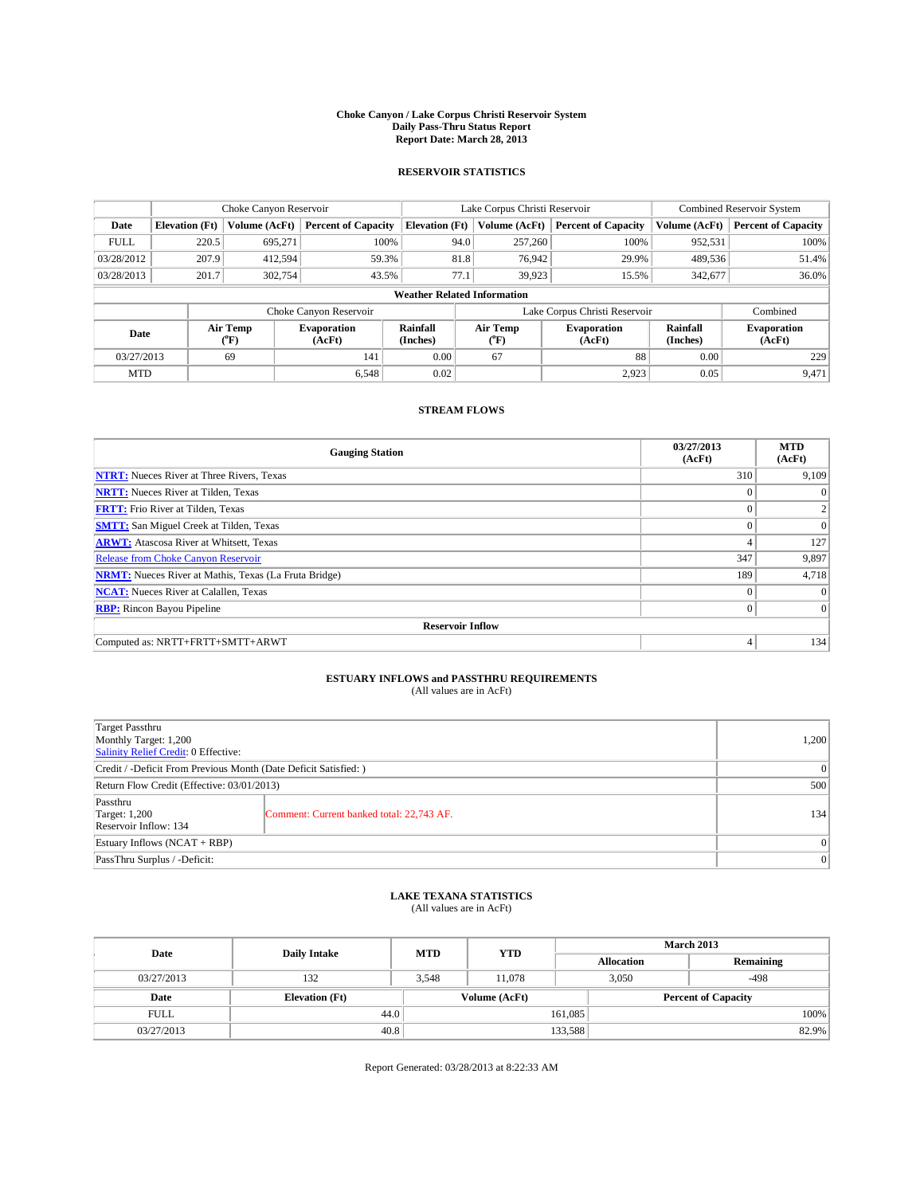**Choke Canyon / Lake Corpus Christi Reservoir System**
**Daily Pass-Thru Status Report**
**Report Date: March 28, 2013**

## RESERVOIR STATISTICS

| | Choke Canyon Reservoir | | | Lake Corpus Christi Reservoir | | | Combined Reservoir System | |
|---|---|---|---|---|---|---|---|---|
| Date | Elevation (Ft) | Volume (AcFt) | Percent of Capacity | Elevation (Ft) | Volume (AcFt) | Percent of Capacity | Volume (AcFt) | Percent of Capacity |
| FULL | 220.5 | 695,271 | 100% | 94.0 | 257,260 | 100% | 952,531 | 100% |
| 03/28/2012 | 207.9 | 412,594 | 59.3% | 81.8 | 76,942 | 29.9% | 489,536 | 51.4% |
| 03/28/2013 | 201.7 | 302,754 | 43.5% | 77.1 | 39,923 | 15.5% | 342,677 | 36.0% |

**Weather Related Information**

| | Choke Canyon Reservoir | | | Lake Corpus Christi Reservoir | | | Combined |
|---|---|---|---|---|---|---|---|
| Date | Air Temp (°F) | Evaporation (AcFt) | Rainfall (Inches) | Air Temp (°F) | Evaporation (AcFt) | Rainfall (Inches) | Evaporation (AcFt) |
| 03/27/2013 | 69 | 141 | 0.00 | 67 | 88 | 0.00 | 229 |
| MTD | | 6,548 | 0.02 | | 2,923 | 0.05 | 9,471 |

## STREAM FLOWS

| Gauging Station | 03/27/2013 (AcFt) | MTD (AcFt) |
|---|---|---|
| **NTRT:** Nueces River at Three Rivers, Texas | 310 | 9,109 |
| **NRTT:** Nueces River at Tilden, Texas | 0 | 0 |
| **FRTT:** Frio River at Tilden, Texas | 0 | 2 |
| **SMTT:** San Miguel Creek at Tilden, Texas | 0 | 0 |
| **ARWT:** Atascosa River at Whitsett, Texas | 4 | 127 |
| Release from Choke Canyon Reservoir | 347 | 9,897 |
| **NRMT:** Nueces River at Mathis, Texas (La Fruta Bridge) | 189 | 4,718 |
| **NCAT:** Nueces River at Calallen, Texas | 0 | 0 |
| **RBP:** Rincon Bayou Pipeline | 0 | 0 |
| **Reservoir Inflow** | | |
| Computed as: NRTT+FRTT+SMTT+ARWT | 4 | 134 |

## ESTUARY INFLOWS and PASSTHRU REQUIREMENTS

(All values are in AcFt)

| | | |
|---|---|---|
| Target Passthru<br>Monthly Target: 1,200<br>Salinity Relief Credit: 0 Effective: | | 1,200 |
| Credit / -Deficit From Previous Month (Date Deficit Satisfied: ) | | 0 |
| Return Flow Credit (Effective: 03/01/2013) | | 500 |
| Passthru<br>Target: 1,200<br>Reservoir Inflow: 134 | Comment: Current banked total: 22,743 AF. | 134 |
| Estuary Inflows (NCAT + RBP) | | 0 |
| PassThru Surplus / -Deficit: | | 0 |

## LAKE TEXANA STATISTICS

(All values are in AcFt)

| Date | Daily Intake | MTD | YTD | March 2013 Allocation | March 2013 Remaining |
|---|---|---|---|---|---|
| 03/27/2013 | 132 | 3,548 | 11,078 | 3,050 | -498 |

| Date | Elevation (Ft) | Volume (AcFt) | Percent of Capacity |
|---|---|---|---|
| FULL | 44.0 | 161,085 | 100% |
| 03/27/2013 | 40.8 | 133,588 | 82.9% |

Report Generated: 03/28/2013 at 8:22:33 AM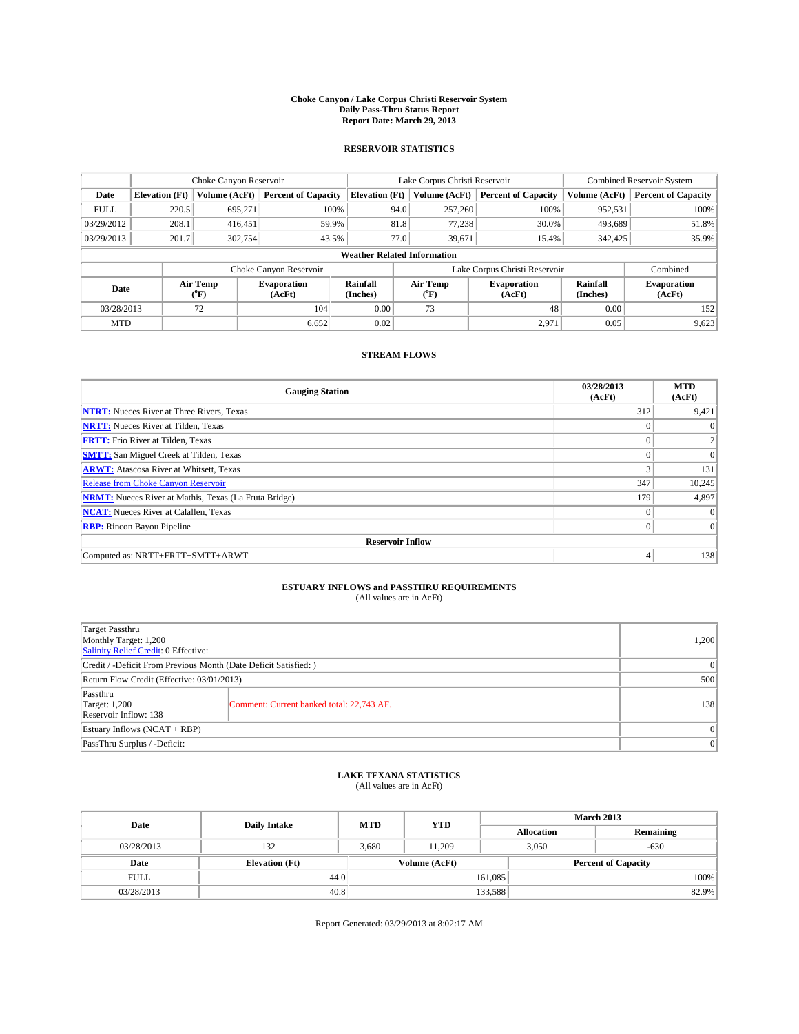**Choke Canyon / Lake Corpus Christi Reservoir System**
**Daily Pass-Thru Status Report**
**Report Date: March 29, 2013**

## RESERVOIR STATISTICS

| | Choke Canyon Reservoir | | | Lake Corpus Christi Reservoir | | | Combined Reservoir System | |
|---|---|---|---|---|---|---|---|---|
| Date | Elevation (Ft) | Volume (AcFt) | Percent of Capacity | Elevation (Ft) | Volume (AcFt) | Percent of Capacity | Volume (AcFt) | Percent of Capacity |
| FULL | 220.5 | 695,271 | 100% | 94.0 | 257,260 | 100% | 952,531 | 100% |
| 03/29/2012 | 208.1 | 416,451 | 59.9% | 81.8 | 77,238 | 30.0% | 493,689 | 51.8% |
| 03/29/2013 | 201.7 | 302,754 | 43.5% | 77.0 | 39,671 | 15.4% | 342,425 | 35.9% |

**Weather Related Information**

| | Choke Canyon Reservoir | | | Lake Corpus Christi Reservoir | | | Combined |
|---|---|---|---|---|---|---|---|
| Date | Air Temp (°F) | Evaporation (AcFt) | Rainfall (Inches) | Air Temp (°F) | Evaporation (AcFt) | Rainfall (Inches) | Evaporation (AcFt) |
| 03/28/2013 | 72 | 104 | 0.00 | 73 | 48 | 0.00 | 152 |
| MTD | | 6,652 | 0.02 | | 2,971 | 0.05 | 9,623 |

## STREAM FLOWS

| Gauging Station | 03/28/2013 (AcFt) | MTD (AcFt) |
|---|---|---|
| NTRT: Nueces River at Three Rivers, Texas | 312 | 9,421 |
| NRTT: Nueces River at Tilden, Texas | 0 | 0 |
| FRTT: Frio River at Tilden, Texas | 0 | 2 |
| SMTT: San Miguel Creek at Tilden, Texas | 0 | 0 |
| ARWT: Atascosa River at Whitsett, Texas | 3 | 131 |
| Release from Choke Canyon Reservoir | 347 | 10,245 |
| NRMT: Nueces River at Mathis, Texas (La Fruta Bridge) | 179 | 4,897 |
| NCAT: Nueces River at Calallen, Texas | 0 | 0 |
| RBP: Rincon Bayou Pipeline | 0 | 0 |
| **Reservoir Inflow** | | |
| Computed as: NRTT+FRTT+SMTT+ARWT | 4 | 138 |

## ESTUARY INFLOWS and PASSTHRU REQUIREMENTS

(All values are in AcFt)

| | | |
|---|---|---|
| Target Passthru<br>Monthly Target: 1,200<br>Salinity Relief Credit: 0 Effective: | | 1,200 |
| Credit / -Deficit From Previous Month (Date Deficit Satisfied: ) | | 0 |
| Return Flow Credit (Effective: 03/01/2013) | | 500 |
| Passthru<br>Target: 1,200<br>Reservoir Inflow: 138 | Comment: Current banked total: 22,743 AF. | 138 |
| Estuary Inflows (NCAT + RBP) | | 0 |
| PassThru Surplus / -Deficit: | | 0 |

## LAKE TEXANA STATISTICS

(All values are in AcFt)

| Date | Daily Intake | MTD | YTD | March 2013 Allocation | March 2013 Remaining |
|---|---|---|---|---|---|
| 03/28/2013 | 132 | 3,680 | 11,209 | 3,050 | -630 |

| Date | Elevation (Ft) | Volume (AcFt) | Percent of Capacity |
|---|---|---|---|
| FULL | 44.0 | 161,085 | 100% |
| 03/28/2013 | 40.8 | 133,588 | 82.9% |

Report Generated: 03/29/2013 at 8:02:17 AM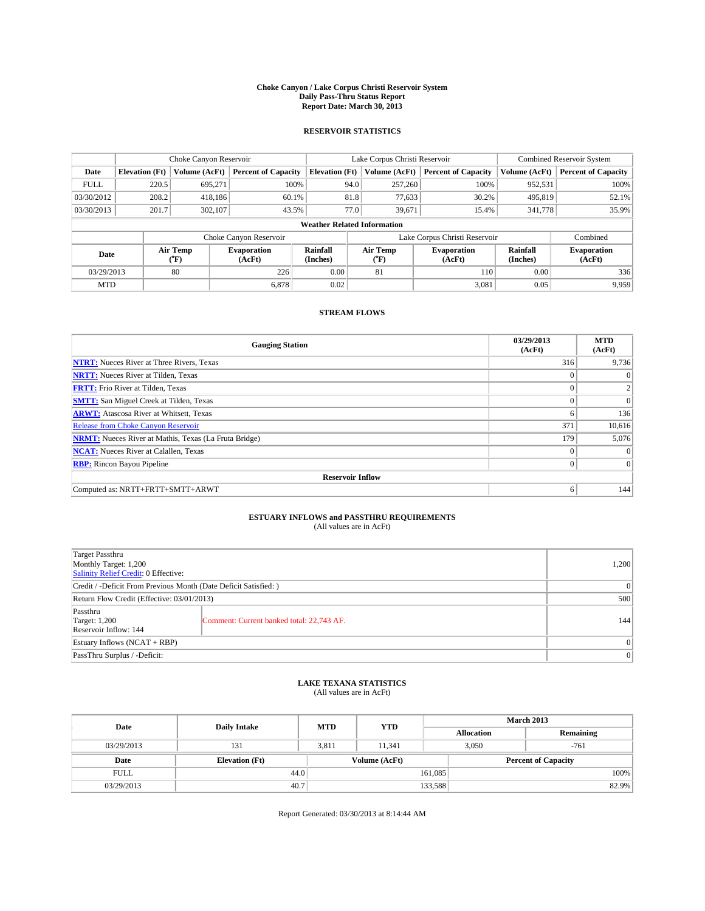# Choke Canyon / Lake Corpus Christi Reservoir System
## Daily Pass-Thru Status Report
### Report Date: March 30, 2013

## RESERVOIR STATISTICS

| | Choke Canyon Reservoir | | | Lake Corpus Christi Reservoir | | | Combined Reservoir System | |
|---|---|---|---|---|---|---|---|---|
| Date | Elevation (Ft) | Volume (AcFt) | Percent of Capacity | Elevation (Ft) | Volume (AcFt) | Percent of Capacity | Volume (AcFt) | Percent of Capacity |
| FULL | 220.5 | 695,271 | 100% | 94.0 | 257,260 | 100% | 952,531 | 100% |
| 03/30/2012 | 208.2 | 418,186 | 60.1% | 81.8 | 77,633 | 30.2% | 495,819 | 52.1% |
| 03/30/2013 | 201.7 | 302,107 | 43.5% | 77.0 | 39,671 | 15.4% | 341,778 | 35.9% |

**Weather Related Information**

| | Choke Canyon Reservoir | | | Lake Corpus Christi Reservoir | | | Combined |
|---|---|---|---|---|---|---|---|
| Date | Air Temp (°F) | Evaporation (AcFt) | Rainfall (Inches) | Air Temp (°F) | Evaporation (AcFt) | Rainfall (Inches) | Evaporation (AcFt) |
| 03/29/2013 | 80 | 226 | 0.00 | 81 | 110 | 0.00 | 336 |
| MTD | | 6,878 | 0.02 | | 3,081 | 0.05 | 9,959 |

## STREAM FLOWS

| Gauging Station | 03/29/2013 (AcFt) | MTD (AcFt) |
|---|---|---|
| NTRT: Nueces River at Three Rivers, Texas | 316 | 9,736 |
| NRTT: Nueces River at Tilden, Texas | 0 | 0 |
| FRTT: Frio River at Tilden, Texas | 0 | 2 |
| SMTT: San Miguel Creek at Tilden, Texas | 0 | 0 |
| ARWT: Atascosa River at Whitsett, Texas | 6 | 136 |
| Release from Choke Canyon Reservoir | 371 | 10,616 |
| NRMT: Nueces River at Mathis, Texas (La Fruta Bridge) | 179 | 5,076 |
| NCAT: Nueces River at Calallen, Texas | 0 | 0 |
| RBP: Rincon Bayou Pipeline | 0 | 0 |
| **Reservoir Inflow** | | |
| Computed as: NRTT+FRTT+SMTT+ARWT | 6 | 144 |

## ESTUARY INFLOWS and PASSTHRU REQUIREMENTS
(All values are in AcFt)

| | | |
|---|---|---|
| Target Passthru<br>Monthly Target: 1,200<br>Salinity Relief Credit: 0 Effective: | | 1,200 |
| Credit / -Deficit From Previous Month (Date Deficit Satisfied: ) | | 0 |
| Return Flow Credit (Effective: 03/01/2013) | | 500 |
| Passthru<br>Target: 1,200<br>Reservoir Inflow: 144 | Comment: Current banked total: 22,743 AF. | 144 |
| Estuary Inflows (NCAT + RBP) | | 0 |
| PassThru Surplus / -Deficit: | | 0 |

## LAKE TEXANA STATISTICS
(All values are in AcFt)

| Date | Daily Intake | MTD | YTD | March 2013 Allocation | March 2013 Remaining |
|---|---|---|---|---|---|
| 03/29/2013 | 131 | 3,811 | 11,341 | 3,050 | -761 |

| Date | Elevation (Ft) | Volume (AcFt) | Percent of Capacity |
|---|---|---|---|
| FULL | 44.0 | 161,085 | 100% |
| 03/29/2013 | 40.7 | 133,588 | 82.9% |

Report Generated: 03/30/2013 at 8:14:44 AM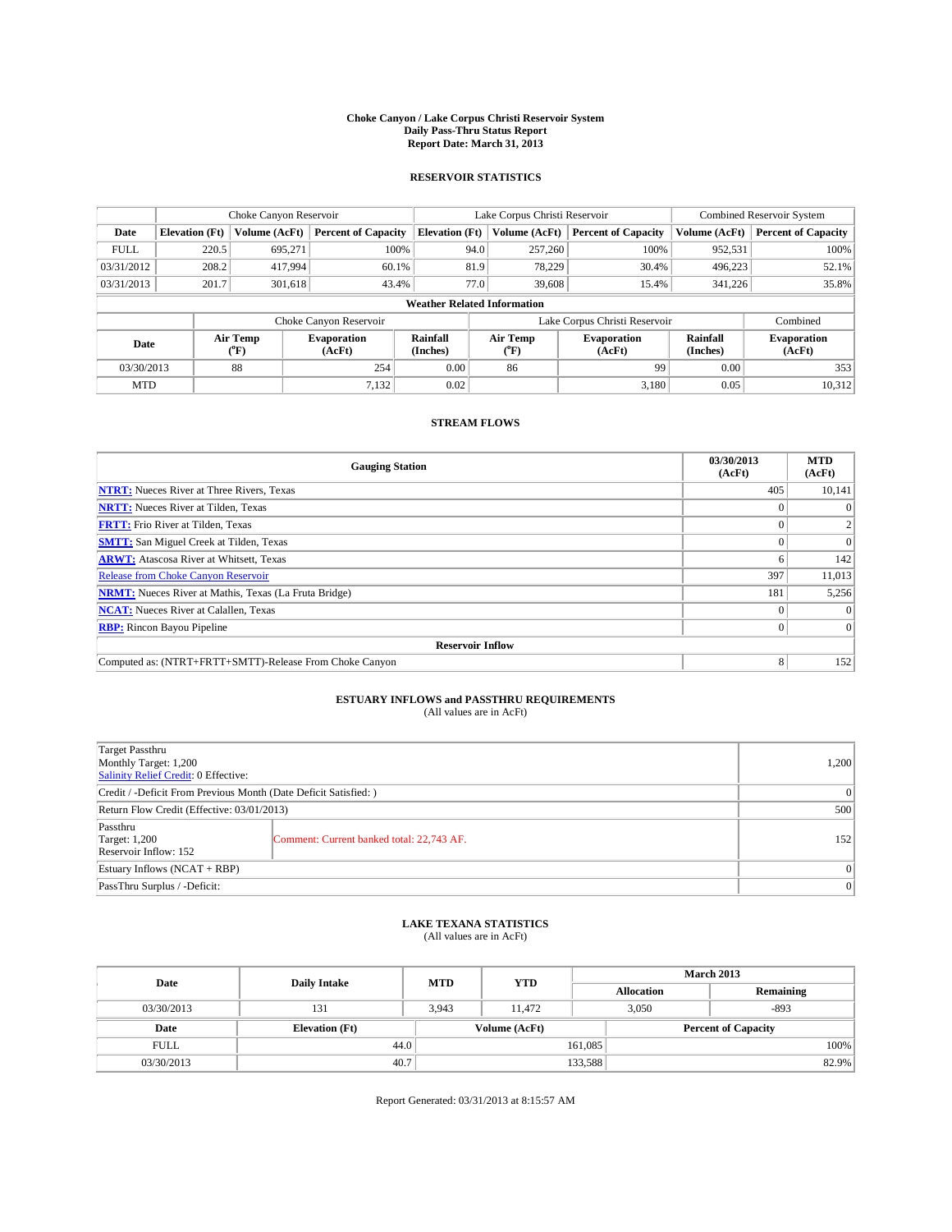**Choke Canyon / Lake Corpus Christi Reservoir System**
**Daily Pass-Thru Status Report**
**Report Date: March 31, 2013**

## RESERVOIR STATISTICS

| | Choke Canyon Reservoir | | | Lake Corpus Christi Reservoir | | | Combined Reservoir System | |
|---|---|---|---|---|---|---|---|---|
| **Date** | **Elevation (Ft)** | **Volume (AcFt)** | **Percent of Capacity** | **Elevation (Ft)** | **Volume (AcFt)** | **Percent of Capacity** | **Volume (AcFt)** | **Percent of Capacity** |
| FULL | 220.5 | 695,271 | 100% | 94.0 | 257,260 | 100% | 952,531 | 100% |
| 03/31/2012 | 208.2 | 417,994 | 60.1% | 81.9 | 78,229 | 30.4% | 496,223 | 52.1% |
| 03/31/2013 | 201.7 | 301,618 | 43.4% | 77.0 | 39,608 | 15.4% | 341,226 | 35.8% |

**Weather Related Information**

| | Choke Canyon Reservoir | | | Lake Corpus Christi Reservoir | | | Combined |
|---|---|---|---|---|---|---|---|
| **Date** | **Air Temp (°F)** | **Evaporation (AcFt)** | **Rainfall (Inches)** | **Air Temp (°F)** | **Evaporation (AcFt)** | **Rainfall (Inches)** | **Evaporation (AcFt)** |
| 03/30/2013 | 88 | 254 | 0.00 | 86 | 99 | 0.00 | 353 |
| MTD | | 7,132 | 0.02 | | 3,180 | 0.05 | 10,312 |

## STREAM FLOWS

| Gauging Station | 03/30/2013 (AcFt) | MTD (AcFt) |
|---|---|---|
| **NTRT:** Nueces River at Three Rivers, Texas | 405 | 10,141 |
| **NRTT:** Nueces River at Tilden, Texas | 0 | 0 |
| **FRTT:** Frio River at Tilden, Texas | 0 | 2 |
| **SMTT:** San Miguel Creek at Tilden, Texas | 0 | 0 |
| **ARWT:** Atascosa River at Whitsett, Texas | 6 | 142 |
| Release from Choke Canyon Reservoir | 397 | 11,013 |
| **NRMT:** Nueces River at Mathis, Texas (La Fruta Bridge) | 181 | 5,256 |
| **NCAT:** Nueces River at Calallen, Texas | 0 | 0 |
| **RBP:** Rincon Bayou Pipeline | 0 | 0 |
| **Reservoir Inflow** | | |
| Computed as: (NTRT+FRTT+SMTT)-Release From Choke Canyon | 8 | 152 |

## ESTUARY INFLOWS and PASSTHRU REQUIREMENTS
(All values are in AcFt)

| | | |
|---|---|---|
| Target Passthru<br>Monthly Target: 1,200<br>Salinity Relief Credit: 0 Effective: | | 1,200 |
| Credit / -Deficit From Previous Month (Date Deficit Satisfied: ) | | 0 |
| Return Flow Credit (Effective: 03/01/2013) | | 500 |
| Passthru<br>Target: 1,200<br>Reservoir Inflow: 152 | Comment: Current banked total: 22,743 AF. | 152 |
| Estuary Inflows (NCAT + RBP) | | 0 |
| PassThru Surplus / -Deficit: | | 0 |

## LAKE TEXANA STATISTICS
(All values are in AcFt)

| Date | Daily Intake | MTD | YTD | March 2013 | |
|---|---|---|---|---|---|
| | | | | **Allocation** | **Remaining** |
| 03/30/2013 | 131 | 3,943 | 11,472 | 3,050 | -893 |

| Date | Elevation (Ft) | Volume (AcFt) | Percent of Capacity |
|---|---|---|---|
| FULL | 44.0 | 161,085 | 100% |
| 03/30/2013 | 40.7 | 133,588 | 82.9% |

Report Generated: 03/31/2013 at 8:15:57 AM